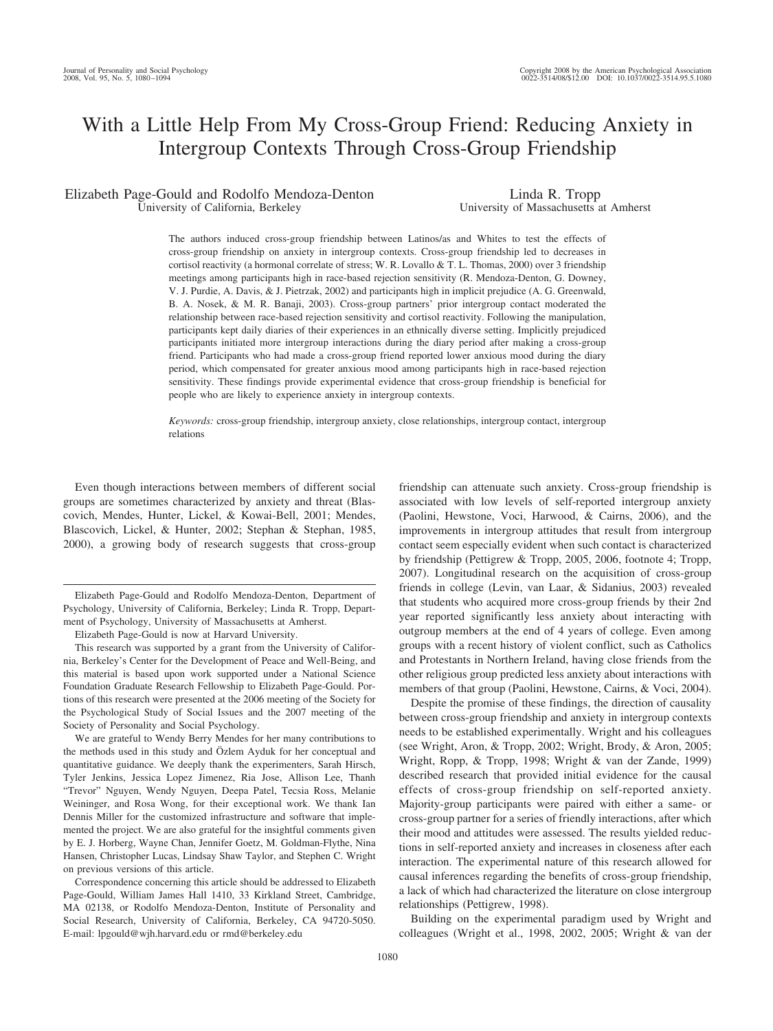# With a Little Help From My Cross-Group Friend: Reducing Anxiety in Intergroup Contexts Through Cross-Group Friendship

Elizabeth Page-Gould and Rodolfo Mendoza-Denton
University of California, Berkeley

Linda R. Tropp
University of Massachusetts at Amherst

The authors induced cross-group friendship between Latinos/as and Whites to test the effects of cross-group friendship on anxiety in intergroup contexts. Cross-group friendship led to decreases in cortisol reactivity (a hormonal correlate of stress; W. R. Lovallo & T. L. Thomas, 2000) over 3 friendship meetings among participants high in race-based rejection sensitivity (R. Mendoza-Denton, G. Downey, V. J. Purdie, A. Davis, & J. Pietrzak, 2002) and participants high in implicit prejudice (A. G. Greenwald, B. A. Nosek, & M. R. Banaji, 2003). Cross-group partners' prior intergroup contact moderated the relationship between race-based rejection sensitivity and cortisol reactivity. Following the manipulation, participants kept daily diaries of their experiences in an ethnically diverse setting. Implicitly prejudiced participants initiated more intergroup interactions during the diary period after making a cross-group friend. Participants who had made a cross-group friend reported lower anxious mood during the diary period, which compensated for greater anxious mood among participants high in race-based rejection sensitivity. These findings provide experimental evidence that cross-group friendship is beneficial for people who are likely to experience anxiety in intergroup contexts.

*Keywords:* cross-group friendship, intergroup anxiety, close relationships, intergroup contact, intergroup relations

Even though interactions between members of different social groups are sometimes characterized by anxiety and threat (Blascovich, Mendes, Hunter, Lickel, & Kowai-Bell, 2001; Mendes, Blascovich, Lickel, & Hunter, 2002; Stephan & Stephan, 1985, 2000), a growing body of research suggests that cross-group friendship can attenuate such anxiety. Cross-group friendship is associated with low levels of self-reported intergroup anxiety (Paolini, Hewstone, Voci, Harwood, & Cairns, 2006), and the improvements in intergroup attitudes that result from intergroup contact seem especially evident when such contact is characterized by friendship (Pettigrew & Tropp, 2005, 2006, footnote 4; Tropp, 2007). Longitudinal research on the acquisition of cross-group friends in college (Levin, van Laar, & Sidanius, 2003) revealed that students who acquired more cross-group friends by their 2nd year reported significantly less anxiety about interacting with outgroup members at the end of 4 years of college. Even among groups with a recent history of violent conflict, such as Catholics and Protestants in Northern Ireland, having close friends from the other religious group predicted less anxiety about interactions with members of that group (Paolini, Hewstone, Cairns, & Voci, 2004).

Despite the promise of these findings, the direction of causality between cross-group friendship and anxiety in intergroup contexts needs to be established experimentally. Wright and his colleagues (see Wright, Aron, & Tropp, 2002; Wright, Brody, & Aron, 2005; Wright, Ropp, & Tropp, 1998; Wright & van der Zande, 1999) described research that provided initial evidence for the causal effects of cross-group friendship on self-reported anxiety. Majority-group participants were paired with either a same- or cross-group partner for a series of friendly interactions, after which their mood and attitudes were assessed. The results yielded reductions in self-reported anxiety and increases in closeness after each interaction. The experimental nature of this research allowed for causal inferences regarding the benefits of cross-group friendship, a lack of which had characterized the literature on close intergroup relationships (Pettigrew, 1998).

Building on the experimental paradigm used by Wright and colleagues (Wright et al., 1998, 2002, 2005; Wright & van der

---

Elizabeth Page-Gould and Rodolfo Mendoza-Denton, Department of Psychology, University of California, Berkeley; Linda R. Tropp, Department of Psychology, University of Massachusetts at Amherst.

Elizabeth Page-Gould is now at Harvard University.

This research was supported by a grant from the University of California, Berkeley's Center for the Development of Peace and Well-Being, and this material is based upon work supported under a National Science Foundation Graduate Research Fellowship to Elizabeth Page-Gould. Portions of this research were presented at the 2006 meeting of the Society for the Psychological Study of Social Issues and the 2007 meeting of the Society of Personality and Social Psychology.

We are grateful to Wendy Berry Mendes for her many contributions to the methods used in this study and Özlem Ayduk for her conceptual and quantitative guidance. We deeply thank the experimenters, Sarah Hirsch, Tyler Jenkins, Jessica Lopez Jimenez, Ria Jose, Allison Lee, Thanh "Trevor" Nguyen, Wendy Nguyen, Deepa Patel, Tecsia Ross, Melanie Weininger, and Rosa Wong, for their exceptional work. We thank Ian Dennis Miller for the customized infrastructure and software that implemented the project. We are also grateful for the insightful comments given by E. J. Horberg, Wayne Chan, Jennifer Goetz, M. Goldman-Flythe, Nina Hansen, Christopher Lucas, Lindsay Shaw Taylor, and Stephen C. Wright on previous versions of this article.

Correspondence concerning this article should be addressed to Elizabeth Page-Gould, William James Hall 1410, 33 Kirkland Street, Cambridge, MA 02138, or Rodolfo Mendoza-Denton, Institute of Personality and Social Research, University of California, Berkeley, CA 94720-5050. E-mail: lpgould@wjh.harvard.edu or rmd@berkeley.edu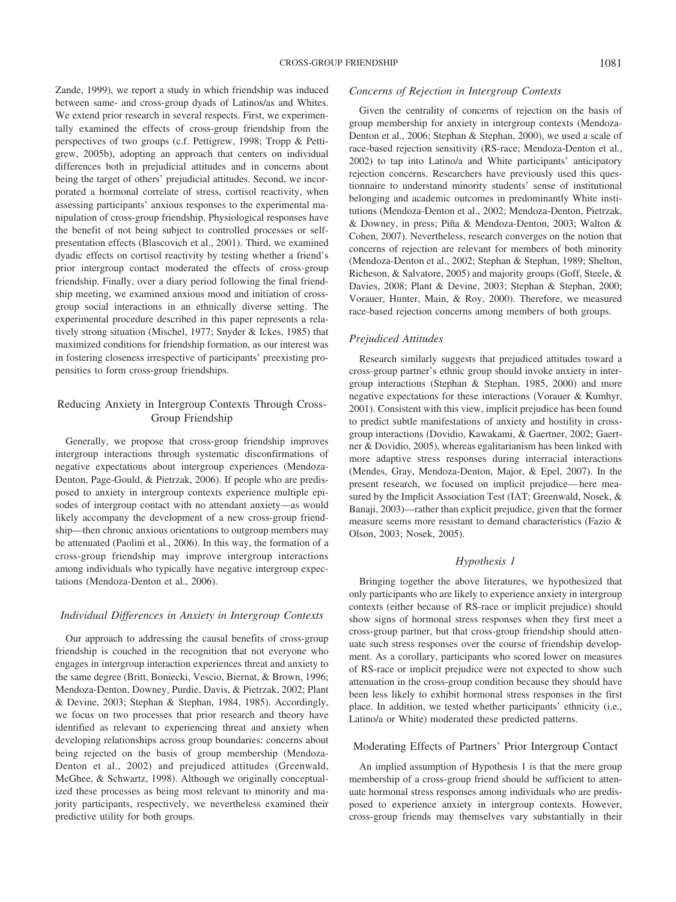Zande, 1999), we report a study in which friendship was induced between same- and cross-group dyads of Latinos/as and Whites. We extend prior research in several respects. First, we experimentally examined the effects of cross-group friendship from the perspectives of two groups (c.f. Pettigrew, 1998; Tropp & Pettigrew, 2005b), adopting an approach that centers on individual differences both in prejudicial attitudes and in concerns about being the target of others' prejudicial attitudes. Second, we incorporated a hormonal correlate of stress, cortisol reactivity, when assessing participants' anxious responses to the experimental manipulation of cross-group friendship. Physiological responses have the benefit of not being subject to controlled processes or self-presentation effects (Blascovich et al., 2001). Third, we examined dyadic effects on cortisol reactivity by testing whether a friend's prior intergroup contact moderated the effects of cross-group friendship. Finally, over a diary period following the final friendship meeting, we examined anxious mood and initiation of cross-group social interactions in an ethnically diverse setting. The experimental procedure described in this paper represents a relatively strong situation (Mischel, 1977; Snyder & Ickes, 1985) that maximized conditions for friendship formation, as our interest was in fostering closeness irrespective of participants' preexisting propensities to form cross-group friendships.

## Reducing Anxiety in Intergroup Contexts Through Cross-Group Friendship

Generally, we propose that cross-group friendship improves intergroup interactions through systematic disconfirmations of negative expectations about intergroup experiences (Mendoza-Denton, Page-Gould, & Pietrzak, 2006). If people who are predisposed to anxiety in intergroup contexts experience multiple episodes of intergroup contact with no attendant anxiety—as would likely accompany the development of a new cross-group friendship—then chronic anxious orientations to outgroup members may be attenuated (Paolini et al., 2006). In this way, the formation of a cross-group friendship may improve intergroup interactions among individuals who typically have negative intergroup expectations (Mendoza-Denton et al., 2006).

### *Individual Differences in Anxiety in Intergroup Contexts*

Our approach to addressing the causal benefits of cross-group friendship is couched in the recognition that not everyone who engages in intergroup interaction experiences threat and anxiety to the same degree (Britt, Boniecki, Vescio, Biernat, & Brown, 1996; Mendoza-Denton, Downey, Purdie, Davis, & Pietrzak, 2002; Plant & Devine, 2003; Stephan & Stephan, 1984, 1985). Accordingly, we focus on two processes that prior research and theory have identified as relevant to experiencing threat and anxiety when developing relationships across group boundaries: concerns about being rejected on the basis of group membership (Mendoza-Denton et al., 2002) and prejudiced attitudes (Greenwald, McGhee, & Schwartz, 1998). Although we originally conceptualized these processes as being most relevant to minority and majority participants, respectively, we nevertheless examined their predictive utility for both groups.

### *Concerns of Rejection in Intergroup Contexts*

Given the centrality of concerns of rejection on the basis of group membership for anxiety in intergroup contexts (Mendoza-Denton et al., 2006; Stephan & Stephan, 2000), we used a scale of race-based rejection sensitivity (RS-race; Mendoza-Denton et al., 2002) to tap into Latino/a and White participants' anticipatory rejection concerns. Researchers have previously used this questionnaire to understand minority students' sense of institutional belonging and academic outcomes in predominantly White institutions (Mendoza-Denton et al., 2002; Mendoza-Denton, Pietrzak, & Downey, in press; Piña & Mendoza-Denton, 2003; Walton & Cohen, 2007). Nevertheless, research converges on the notion that concerns of rejection are relevant for members of both minority (Mendoza-Denton et al., 2002; Stephan & Stephan, 1989; Shelton, Richeson, & Salvatore, 2005) and majority groups (Goff, Steele, & Davies, 2008; Plant & Devine, 2003; Stephan & Stephan, 2000; Vorauer, Hunter, Main, & Roy, 2000). Therefore, we measured race-based rejection concerns among members of both groups.

### *Prejudiced Attitudes*

Research similarly suggests that prejudiced attitudes toward a cross-group partner's ethnic group should invoke anxiety in intergroup interactions (Stephan & Stephan, 1985, 2000) and more negative expectations for these interactions (Vorauer & Kumhyr, 2001). Consistent with this view, implicit prejudice has been found to predict subtle manifestations of anxiety and hostility in cross-group interactions (Dovidio, Kawakami, & Gaertner, 2002; Gaertner & Dovidio, 2005), whereas egalitarianism has been linked with more adaptive stress responses during interracial interactions (Mendes, Gray, Mendoza-Denton, Major, & Epel, 2007). In the present research, we focused on implicit prejudice—here measured by the Implicit Association Test (IAT; Greenwald, Nosek, & Banaji, 2003)—rather than explicit prejudice, given that the former measure seems more resistant to demand characteristics (Fazio & Olson, 2003; Nosek, 2005).

### *Hypothesis 1*

Bringing together the above literatures, we hypothesized that only participants who are likely to experience anxiety in intergroup contexts (either because of RS-race or implicit prejudice) should show signs of hormonal stress responses when they first meet a cross-group partner, but that cross-group friendship should attenuate such stress responses over the course of friendship development. As a corollary, participants who scored lower on measures of RS-race or implicit prejudice were not expected to show such attenuation in the cross-group condition because they should have been less likely to exhibit hormonal stress responses in the first place. In addition, we tested whether participants' ethnicity (i.e., Latino/a or White) moderated these predicted patterns.

## Moderating Effects of Partners' Prior Intergroup Contact

An implied assumption of Hypothesis 1 is that the mere group membership of a cross-group friend should be sufficient to attenuate hormonal stress responses among individuals who are predisposed to experience anxiety in intergroup contexts. However, cross-group friends may themselves vary substantially in their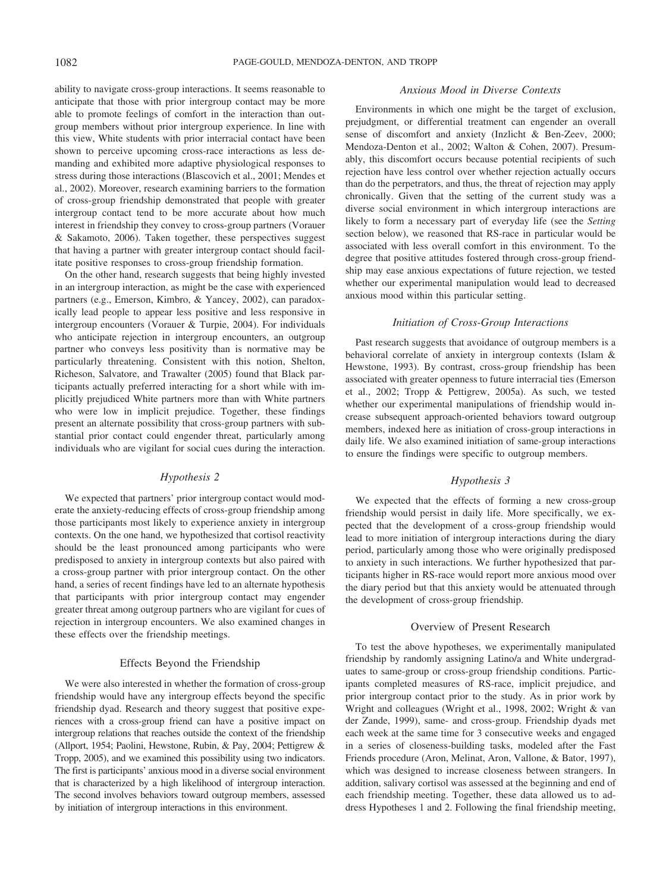ability to navigate cross-group interactions. It seems reasonable to anticipate that those with prior intergroup contact may be more able to promote feelings of comfort in the interaction than outgroup members without prior intergroup experience. In line with this view, White students with prior interracial contact have been shown to perceive upcoming cross-race interactions as less demanding and exhibited more adaptive physiological responses to stress during those interactions (Blascovich et al., 2001; Mendes et al., 2002). Moreover, research examining barriers to the formation of cross-group friendship demonstrated that people with greater intergroup contact tend to be more accurate about how much interest in friendship they convey to cross-group partners (Vorauer & Sakamoto, 2006). Taken together, these perspectives suggest that having a partner with greater intergroup contact should facilitate positive responses to cross-group friendship formation.

On the other hand, research suggests that being highly invested in an intergroup interaction, as might be the case with experienced partners (e.g., Emerson, Kimbro, & Yancey, 2002), can paradoxically lead people to appear less positive and less responsive in intergroup encounters (Vorauer & Turpie, 2004). For individuals who anticipate rejection in intergroup encounters, an outgroup partner who conveys less positivity than is normative may be particularly threatening. Consistent with this notion, Shelton, Richeson, Salvatore, and Trawalter (2005) found that Black participants actually preferred interacting for a short while with implicitly prejudiced White partners more than with White partners who were low in implicit prejudice. Together, these findings present an alternate possibility that cross-group partners with substantial prior contact could engender threat, particularly among individuals who are vigilant for social cues during the interaction.

### *Hypothesis 2*

We expected that partners' prior intergroup contact would moderate the anxiety-reducing effects of cross-group friendship among those participants most likely to experience anxiety in intergroup contexts. On the one hand, we hypothesized that cortisol reactivity should be the least pronounced among participants who were predisposed to anxiety in intergroup contexts but also paired with a cross-group partner with prior intergroup contact. On the other hand, a series of recent findings have led to an alternate hypothesis that participants with prior intergroup contact may engender greater threat among outgroup partners who are vigilant for cues of rejection in intergroup encounters. We also examined changes in these effects over the friendship meetings.

## Effects Beyond the Friendship

We were also interested in whether the formation of cross-group friendship would have any intergroup effects beyond the specific friendship dyad. Research and theory suggest that positive experiences with a cross-group friend can have a positive impact on intergroup relations that reaches outside the context of the friendship (Allport, 1954; Paolini, Hewstone, Rubin, & Pay, 2004; Pettigrew & Tropp, 2005), and we examined this possibility using two indicators. The first is participants' anxious mood in a diverse social environment that is characterized by a high likelihood of intergroup interaction. The second involves behaviors toward outgroup members, assessed by initiation of intergroup interactions in this environment.

### *Anxious Mood in Diverse Contexts*

Environments in which one might be the target of exclusion, prejudgment, or differential treatment can engender an overall sense of discomfort and anxiety (Inzlicht & Ben-Zeev, 2000; Mendoza-Denton et al., 2002; Walton & Cohen, 2007). Presumably, this discomfort occurs because potential recipients of such rejection have less control over whether rejection actually occurs than do the perpetrators, and thus, the threat of rejection may apply chronically. Given that the setting of the current study was a diverse social environment in which intergroup interactions are likely to form a necessary part of everyday life (see the *Setting* section below), we reasoned that RS-race in particular would be associated with less overall comfort in this environment. To the degree that positive attitudes fostered through cross-group friendship may ease anxious expectations of future rejection, we tested whether our experimental manipulation would lead to decreased anxious mood within this particular setting.

### *Initiation of Cross-Group Interactions*

Past research suggests that avoidance of outgroup members is a behavioral correlate of anxiety in intergroup contexts (Islam & Hewstone, 1993). By contrast, cross-group friendship has been associated with greater openness to future interracial ties (Emerson et al., 2002; Tropp & Pettigrew, 2005a). As such, we tested whether our experimental manipulations of friendship would increase subsequent approach-oriented behaviors toward outgroup members, indexed here as initiation of cross-group interactions in daily life. We also examined initiation of same-group interactions to ensure the findings were specific to outgroup members.

### *Hypothesis 3*

We expected that the effects of forming a new cross-group friendship would persist in daily life. More specifically, we expected that the development of a cross-group friendship would lead to more initiation of intergroup interactions during the diary period, particularly among those who were originally predisposed to anxiety in such interactions. We further hypothesized that participants higher in RS-race would report more anxious mood over the diary period but that this anxiety would be attenuated through the development of cross-group friendship.

## Overview of Present Research

To test the above hypotheses, we experimentally manipulated friendship by randomly assigning Latino/a and White undergraduates to same-group or cross-group friendship conditions. Participants completed measures of RS-race, implicit prejudice, and prior intergroup contact prior to the study. As in prior work by Wright and colleagues (Wright et al., 1998, 2002; Wright & van der Zande, 1999), same- and cross-group. Friendship dyads met each week at the same time for 3 consecutive weeks and engaged in a series of closeness-building tasks, modeled after the Fast Friends procedure (Aron, Melinat, Aron, Vallone, & Bator, 1997), which was designed to increase closeness between strangers. In addition, salivary cortisol was assessed at the beginning and end of each friendship meeting. Together, these data allowed us to address Hypotheses 1 and 2. Following the final friendship meeting,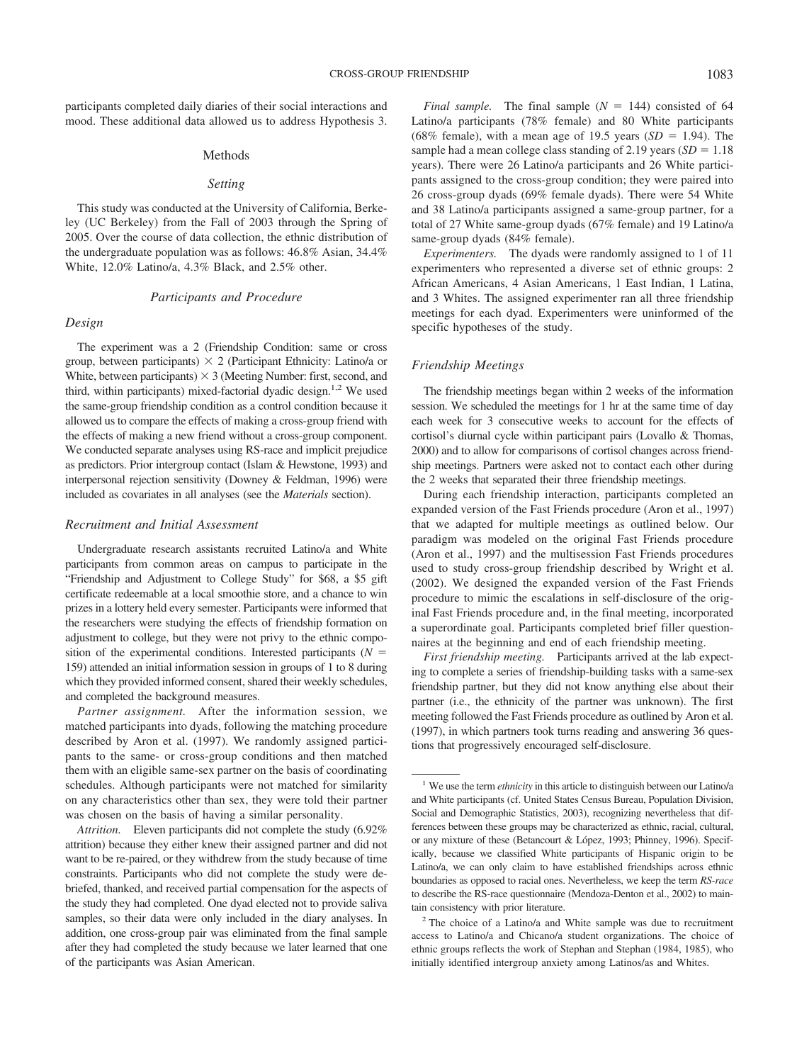participants completed daily diaries of their social interactions and mood. These additional data allowed us to address Hypothesis 3.

## Methods

### Setting

This study was conducted at the University of California, Berkeley (UC Berkeley) from the Fall of 2003 through the Spring of 2005. Over the course of data collection, the ethnic distribution of the undergraduate population was as follows: 46.8% Asian, 34.4% White, 12.0% Latino/a, 4.3% Black, and 2.5% other.

### Participants and Procedure

#### Design

The experiment was a 2 (Friendship Condition: same or cross group, between participants) × 2 (Participant Ethnicity: Latino/a or White, between participants) × 3 (Meeting Number: first, second, and third, within participants) mixed-factorial dyadic design.[1,2] We used the same-group friendship condition as a control condition because it allowed us to compare the effects of making a cross-group friend with the effects of making a new friend without a cross-group component. We conducted separate analyses using RS-race and implicit prejudice as predictors. Prior intergroup contact (Islam & Hewstone, 1993) and interpersonal rejection sensitivity (Downey & Feldman, 1996) were included as covariates in all analyses (see the *Materials* section).

#### Recruitment and Initial Assessment

Undergraduate research assistants recruited Latino/a and White participants from common areas on campus to participate in the "Friendship and Adjustment to College Study" for $68, a $5 gift certificate redeemable at a local smoothie store, and a chance to win prizes in a lottery held every semester. Participants were informed that the researchers were studying the effects of friendship formation on adjustment to college, but they were not privy to the ethnic composition of the experimental conditions. Interested participants ($N$ = 159) attended an initial information session in groups of 1 to 8 during which they provided informed consent, shared their weekly schedules, and completed the background measures.

*Partner assignment.* After the information session, we matched participants into dyads, following the matching procedure described by Aron et al. (1997). We randomly assigned participants to the same- or cross-group conditions and then matched them with an eligible same-sex partner on the basis of coordinating schedules. Although participants were not matched for similarity on any characteristics other than sex, they were told their partner was chosen on the basis of having a similar personality.

*Attrition.* Eleven participants did not complete the study (6.92% attrition) because they either knew their assigned partner and did not want to be re-paired, or they withdrew from the study because of time constraints. Participants who did not complete the study were debriefed, thanked, and received partial compensation for the aspects of the study they had completed. One dyad elected not to provide saliva samples, so their data were only included in the diary analyses. In addition, one cross-group pair was eliminated from the final sample after they had completed the study because we later learned that one of the participants was Asian American.

*Final sample.* The final sample ($N$ = 144) consisted of 64 Latino/a participants (78% female) and 80 White participants (68% female), with a mean age of 19.5 years ($SD$ = 1.94). The sample had a mean college class standing of 2.19 years ($SD$ = 1.18 years). There were 26 Latino/a participants and 26 White participants assigned to the cross-group condition; they were paired into 26 cross-group dyads (69% female dyads). There were 54 White and 38 Latino/a participants assigned a same-group partner, for a total of 27 White same-group dyads (67% female) and 19 Latino/a same-group dyads (84% female).

*Experimenters.* The dyads were randomly assigned to 1 of 11 experimenters who represented a diverse set of ethnic groups: 2 African Americans, 4 Asian Americans, 1 East Indian, 1 Latina, and 3 Whites. The assigned experimenter ran all three friendship meetings for each dyad. Experimenters were uninformed of the specific hypotheses of the study.

#### Friendship Meetings

The friendship meetings began within 2 weeks of the information session. We scheduled the meetings for 1 hr at the same time of day each week for 3 consecutive weeks to account for the effects of cortisol's diurnal cycle within participant pairs (Lovallo & Thomas, 2000) and to allow for comparisons of cortisol changes across friendship meetings. Partners were asked not to contact each other during the 2 weeks that separated their three friendship meetings.

During each friendship interaction, participants completed an expanded version of the Fast Friends procedure (Aron et al., 1997) that we adapted for multiple meetings as outlined below. Our paradigm was modeled on the original Fast Friends procedure (Aron et al., 1997) and the multisession Fast Friends procedures used to study cross-group friendship described by Wright et al. (2002). We designed the expanded version of the Fast Friends procedure to mimic the escalations in self-disclosure of the original Fast Friends procedure and, in the final meeting, incorporated a superordinate goal. Participants completed brief filler questionnaires at the beginning and end of each friendship meeting.

*First friendship meeting.* Participants arrived at the lab expecting to complete a series of friendship-building tasks with a same-sex friendship partner, but they did not know anything else about their partner (i.e., the ethnicity of the partner was unknown). The first meeting followed the Fast Friends procedure as outlined by Aron et al. (1997), in which partners took turns reading and answering 36 questions that progressively encouraged self-disclosure.

---

[1] We use the term *ethnicity* in this article to distinguish between our Latino/a and White participants (cf. United States Census Bureau, Population Division, Social and Demographic Statistics, 2003), recognizing nevertheless that differences between these groups may be characterized as ethnic, racial, cultural, or any mixture of these (Betancourt & López, 1993; Phinney, 1996). Specifically, because we classified White participants of Hispanic origin to be Latino/a, we can only claim to have established friendships across ethnic boundaries as opposed to racial ones. Nevertheless, we keep the term *RS-race* to describe the RS-race questionnaire (Mendoza-Denton et al., 2002) to maintain consistency with prior literature.

[2] The choice of a Latino/a and White sample was due to recruitment access to Latino/a and Chicano/a student organizations. The choice of ethnic groups reflects the work of Stephan and Stephan (1984, 1985), who initially identified intergroup anxiety among Latinos/as and Whites.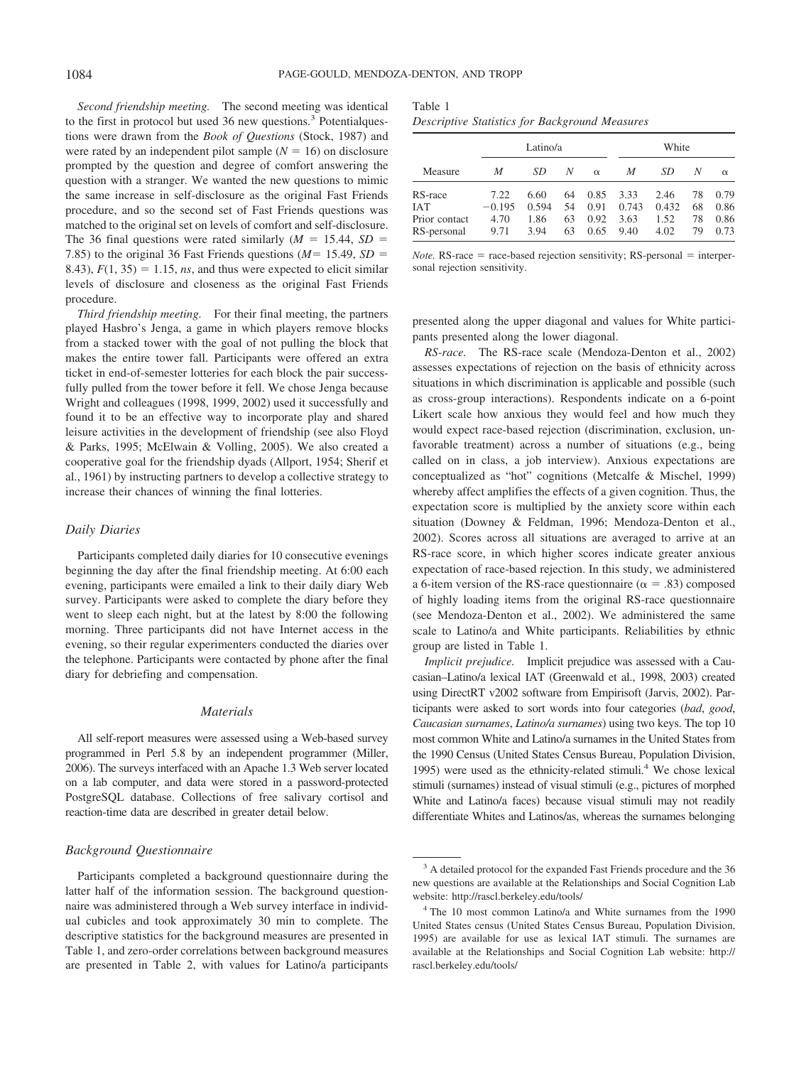*Second friendship meeting.* The second meeting was identical to the first in protocol but used 36 new questions.[3] Potentialquestions were drawn from the *Book of Questions* (Stock, 1987) and were rated by an independent pilot sample ($N = 16$) on disclosure prompted by the question and degree of comfort answering the question with a stranger. We wanted the new questions to mimic the same increase in self-disclosure as the original Fast Friends procedure, and so the second set of Fast Friends questions was matched to the original set on levels of comfort and self-disclosure. The 36 final questions were rated similarly ($M = 15.44$, $SD = 7.85$) to the original 36 Fast Friends questions ($M = 15.49$, $SD = 8.43$), $F(1, 35) = 1.15$, *ns*, and thus were expected to elicit similar levels of disclosure and closeness as the original Fast Friends procedure.

*Third friendship meeting.* For their final meeting, the partners played Hasbro's Jenga, a game in which players remove blocks from a stacked tower with the goal of not pulling the block that makes the entire tower fall. Participants were offered an extra ticket in end-of-semester lotteries for each block the pair successfully pulled from the tower before it fell. We chose Jenga because Wright and colleagues (1998, 1999, 2002) used it successfully and found it to be an effective way to incorporate play and shared leisure activities in the development of friendship (see also Floyd & Parks, 1995; McElwain & Volling, 2005). We also created a cooperative goal for the friendship dyads (Allport, 1954; Sherif et al., 1961) by instructing partners to develop a collective strategy to increase their chances of winning the final lotteries.

### Daily Diaries

Participants completed daily diaries for 10 consecutive evenings beginning the day after the final friendship meeting. At 6:00 each evening, participants were emailed a link to their daily diary Web survey. Participants were asked to complete the diary before they went to sleep each night, but at the latest by 8:00 the following morning. Three participants did not have Internet access in the evening, so their regular experimenters conducted the diaries over the telephone. Participants were contacted by phone after the final diary for debriefing and compensation.

## Materials

All self-report measures were assessed using a Web-based survey programmed in Perl 5.8 by an independent programmer (Miller, 2006). The surveys interfaced with an Apache 1.3 Web server located on a lab computer, and data were stored in a password-protected PostgreSQL database. Collections of free salivary cortisol and reaction-time data are described in greater detail below.

### Background Questionnaire

Participants completed a background questionnaire during the latter half of the information session. The background questionnaire was administered through a Web survey interface in individual cubicles and took approximately 30 min to complete. The descriptive statistics for the background measures are presented in Table 1, and zero-order correlations between background measures are presented in Table 2, with values for Latino/a participants presented along the upper diagonal and values for White participants presented along the lower diagonal.

Table 1
*Descriptive Statistics for Background Measures*

| | Latino/a | | | | White | | | |
|---|---|---|---|---|---|---|---|---|
| Measure | *M* | *SD* | *N* | α | *M* | *SD* | *N* | α |
| RS-race | 7.22 | 6.60 | 64 | 0.85 | 3.33 | 2.46 | 78 | 0.79 |
| IAT | −0.195 | 0.594 | 54 | 0.91 | 0.743 | 0.432 | 68 | 0.86 |
| Prior contact | 4.70 | 1.86 | 63 | 0.92 | 3.63 | 1.52 | 78 | 0.86 |
| RS-personal | 9.71 | 3.94 | 63 | 0.65 | 9.40 | 4.02 | 79 | 0.73 |

*Note.* RS-race = race-based rejection sensitivity; RS-personal = interpersonal rejection sensitivity.

*RS-race.* The RS-race scale (Mendoza-Denton et al., 2002) assesses expectations of rejection on the basis of ethnicity across situations in which discrimination is applicable and possible (such as cross-group interactions). Respondents indicate on a 6-point Likert scale how anxious they would feel and how much they would expect race-based rejection (discrimination, exclusion, unfavorable treatment) across a number of situations (e.g., being called on in class, a job interview). Anxious expectations are conceptualized as "hot" cognitions (Metcalfe & Mischel, 1999) whereby affect amplifies the effects of a given cognition. Thus, the expectation score is multiplied by the anxiety score within each situation (Downey & Feldman, 1996; Mendoza-Denton et al., 2002). Scores across all situations are averaged to arrive at an RS-race score, in which higher scores indicate greater anxious expectation of race-based rejection. In this study, we administered a 6-item version of the RS-race questionnaire ($\alpha = .83$) composed of highly loading items from the original RS-race questionnaire (see Mendoza-Denton et al., 2002). We administered the same scale to Latino/a and White participants. Reliabilities by ethnic group are listed in Table 1.

*Implicit prejudice.* Implicit prejudice was assessed with a Caucasian–Latino/a lexical IAT (Greenwald et al., 1998, 2003) created using DirectRT v2002 software from Empirisoft (Jarvis, 2002). Participants were asked to sort words into four categories (*bad*, *good*, *Caucasian surnames*, *Latino/a surnames*) using two keys. The top 10 most common White and Latino/a surnames in the United States from the 1990 Census (United States Census Bureau, Population Division, 1995) were used as the ethnicity-related stimuli.[4] We chose lexical stimuli (surnames) instead of visual stimuli (e.g., pictures of morphed White and Latino/a faces) because visual stimuli may not readily differentiate Whites and Latinos/as, whereas the surnames belonging

---

[3] A detailed protocol for the expanded Fast Friends procedure and the 36 new questions are available at the Relationships and Social Cognition Lab website: http://rascl.berkeley.edu/tools/

[4] The 10 most common Latino/a and White surnames from the 1990 United States census (United States Census Bureau, Population Division, 1995) are available for use as lexical IAT stimuli. The surnames are available at the Relationships and Social Cognition Lab website: http://rascl.berkeley.edu/tools/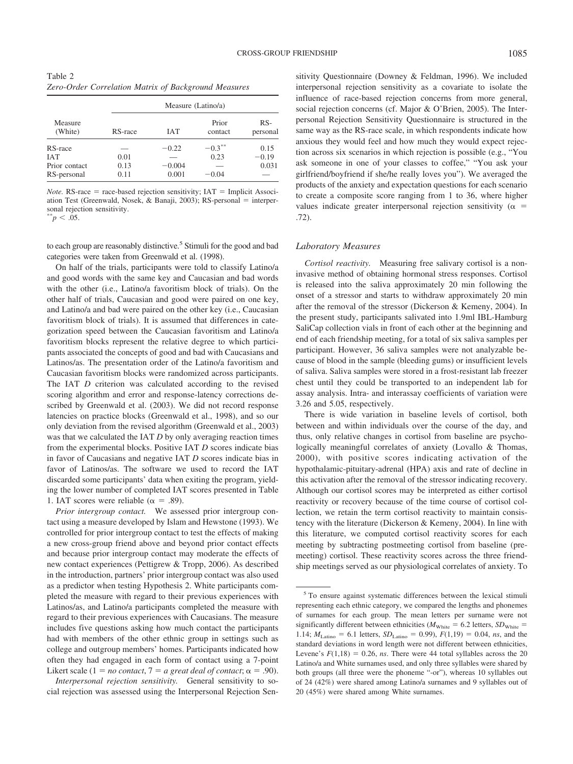Table 2
*Zero-Order Correlation Matrix of Background Measures*

| Measure (White) | Measure (Latino/a) | | | |
|---|---|---|---|---|
| | RS-race | IAT | Prior contact | RS-personal |
| RS-race | — | −0.22 | $-0.3^{**}$ | 0.15 |
| IAT | 0.01 | — | 0.23 | −0.19 |
| Prior contact | 0.13 | −0.004 | — | 0.031 |
| RS-personal | 0.11 | 0.001 | −0.04 | — |

*Note.* RS-race = race-based rejection sensitivity; IAT = Implicit Association Test (Greenwald, Nosek, & Banaji, 2003); RS-personal = interpersonal rejection sensitivity.
$^{**}p < .05$.

to each group are reasonably distinctive.[5] Stimuli for the good and bad categories were taken from Greenwald et al. (1998).

On half of the trials, participants were told to classify Latino/a and good words with the same key and Caucasian and bad words with the other (i.e., Latino/a favoritism block of trials). On the other half of trials, Caucasian and good were paired on one key, and Latino/a and bad were paired on the other key (i.e., Caucasian favoritism block of trials). It is assumed that differences in categorization speed between the Caucasian favoritism and Latino/a favoritism blocks represent the relative degree to which participants associated the concepts of good and bad with Caucasians and Latinos/as. The presentation order of the Latino/a favoritism and Caucasian favoritism blocks were randomized across participants. The IAT *D* criterion was calculated according to the revised scoring algorithm and error and response-latency corrections described by Greenwald et al. (2003). We did not record response latencies on practice blocks (Greenwald et al., 1998), and so our only deviation from the revised algorithm (Greenwald et al., 2003) was that we calculated the IAT *D* by only averaging reaction times from the experimental blocks. Positive IAT *D* scores indicate bias in favor of Caucasians and negative IAT *D* scores indicate bias in favor of Latinos/as. The software we used to record the IAT discarded some participants' data when exiting the program, yielding the lower number of completed IAT scores presented in Table 1. IAT scores were reliable ($\alpha = .89$).

*Prior intergroup contact.* We assessed prior intergroup contact using a measure developed by Islam and Hewstone (1993). We controlled for prior intergroup contact to test the effects of making a new cross-group friend above and beyond prior contact effects and because prior intergroup contact may moderate the effects of new contact experiences (Pettigrew & Tropp, 2006). As described in the introduction, partners' prior intergroup contact was also used as a predictor when testing Hypothesis 2. White participants completed the measure with regard to their previous experiences with Latinos/as, and Latino/a participants completed the measure with regard to their previous experiences with Caucasians. The measure includes five questions asking how much contact the participants had with members of the other ethnic group in settings such as college and outgroup members' homes. Participants indicated how often they had engaged in each form of contact using a 7-point Likert scale (1 = *no contact*, 7 = *a great deal of contact*; $\alpha = .90$).

*Interpersonal rejection sensitivity.* General sensitivity to social rejection was assessed using the Interpersonal Rejection Sensitivity Questionnaire (Downey & Feldman, 1996). We included interpersonal rejection sensitivity as a covariate to isolate the influence of race-based rejection concerns from more general, social rejection concerns (cf. Major & O'Brien, 2005). The Interpersonal Rejection Sensitivity Questionnaire is structured in the same way as the RS-race scale, in which respondents indicate how anxious they would feel and how much they would expect rejection across six scenarios in which rejection is possible (e.g., "You ask someone in one of your classes to coffee," "You ask your girlfriend/boyfriend if she/he really loves you"). We averaged the products of the anxiety and expectation questions for each scenario to create a composite score ranging from 1 to 36, where higher values indicate greater interpersonal rejection sensitivity ($\alpha = .72$).

## Laboratory Measures

*Cortisol reactivity.* Measuring free salivary cortisol is a noninvasive method of obtaining hormonal stress responses. Cortisol is released into the saliva approximately 20 min following the onset of a stressor and starts to withdraw approximately 20 min after the removal of the stressor (Dickerson & Kemeny, 2004). In the present study, participants salivated into 1.9ml IBL-Hamburg SaliCap collection vials in front of each other at the beginning and end of each friendship meeting, for a total of six saliva samples per participant. However, 36 saliva samples were not analyzable because of blood in the sample (bleeding gums) or insufficient levels of saliva. Saliva samples were stored in a frost-resistant lab freezer chest until they could be transported to an independent lab for assay analysis. Intra- and interassay coefficients of variation were 3.26 and 5.05, respectively.

There is wide variation in baseline levels of cortisol, both between and within individuals over the course of the day, and thus, only relative changes in cortisol from baseline are psychologically meaningful correlates of anxiety (Lovallo & Thomas, 2000), with positive scores indicating activation of the hypothalamic-pituitary-adrenal (HPA) axis and rate of decline in this activation after the removal of the stressor indicating recovery. Although our cortisol scores may be interpreted as either cortisol reactivity or recovery because of the time course of cortisol collection, we retain the term cortisol reactivity to maintain consistency with the literature (Dickerson & Kemeny, 2004). In line with this literature, we computed cortisol reactivity scores for each meeting by subtracting postmeeting cortisol from baseline (premeeting) cortisol. These reactivity scores across the three friendship meetings served as our physiological correlates of anxiety. To

[5] To ensure against systematic differences between the lexical stimuli representing each ethnic category, we compared the lengths and phonemes of surnames for each group. The mean letters per surname were not significantly different between ethnicities ($M_{\text{White}} = 6.2$ letters, $SD_{\text{White}} = 1.14$; $M_{\text{Latino}} = 6.1$ letters, $SD_{\text{Latino}} = 0.99$), $F(1,19) = 0.04$, *ns*, and the standard deviations in word length were not different between ethnicities, Levene's $F(1,18) = 0.26$, *ns*. There were 44 total syllables across the 20 Latino/a and White surnames used, and only three syllables were shared by both groups (all three were the phoneme "-or"), whereas 10 syllables out of 24 (42%) were shared among Latino/a surnames and 9 syllables out of 20 (45%) were shared among White surnames.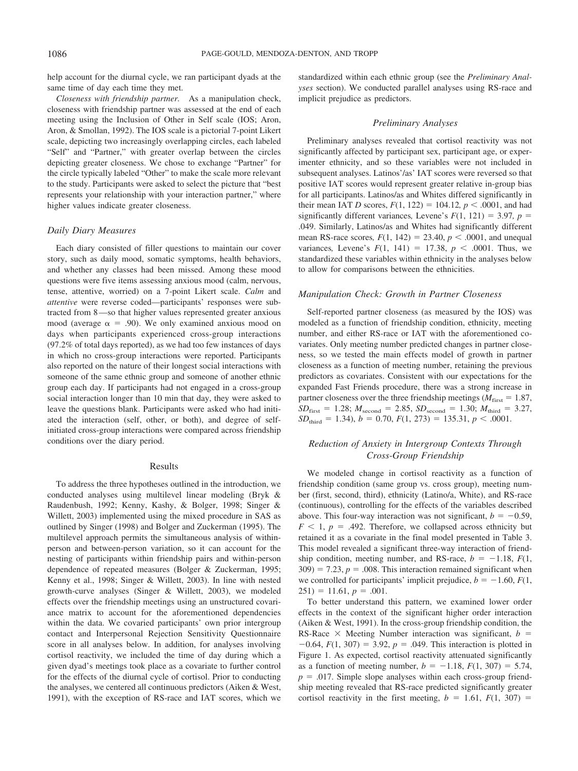help account for the diurnal cycle, we ran participant dyads at the same time of day each time they met.

*Closeness with friendship partner.* As a manipulation check, closeness with friendship partner was assessed at the end of each meeting using the Inclusion of Other in Self scale (IOS; Aron, Aron, & Smollan, 1992). The IOS scale is a pictorial 7-point Likert scale, depicting two increasingly overlapping circles, each labeled "Self" and "Partner," with greater overlap between the circles depicting greater closeness. We chose to exchange "Partner" for the circle typically labeled "Other" to make the scale more relevant to the study. Participants were asked to select the picture that "best represents your relationship with your interaction partner," where higher values indicate greater closeness.

### Daily Diary Measures

Each diary consisted of filler questions to maintain our cover story, such as daily mood, somatic symptoms, health behaviors, and whether any classes had been missed. Among these mood questions were five items assessing anxious mood (calm, nervous, tense, attentive, worried) on a 7-point Likert scale. *Calm* and *attentive* were reverse coded—participants' responses were subtracted from 8—so that higher values represented greater anxious mood (average $\alpha = .90$). We only examined anxious mood on days when participants experienced cross-group interactions (97.2% of total days reported), as we had too few instances of days in which no cross-group interactions were reported. Participants also reported on the nature of their longest social interactions with someone of the same ethnic group and someone of another ethnic group each day. If participants had not engaged in a cross-group social interaction longer than 10 min that day, they were asked to leave the questions blank. Participants were asked who had initiated the interaction (self, other, or both), and degree of self-initiated cross-group interactions were compared across friendship conditions over the diary period.

## Results

To address the three hypotheses outlined in the introduction, we conducted analyses using multilevel linear modeling (Bryk & Raudenbush, 1992; Kenny, Kashy, & Bolger, 1998; Singer & Willett, 2003) implemented using the mixed procedure in SAS as outlined by Singer (1998) and Bolger and Zuckerman (1995). The multilevel approach permits the simultaneous analysis of within-person and between-person variation, so it can account for the nesting of participants within friendship pairs and within-person dependence of repeated measures (Bolger & Zuckerman, 1995; Kenny et al., 1998; Singer & Willett, 2003). In line with nested growth-curve analyses (Singer & Willett, 2003), we modeled effects over the friendship meetings using an unstructured covariance matrix to account for the aforementioned dependencies within the data. We covaried participants' own prior intergroup contact and Interpersonal Rejection Sensitivity Questionnaire score in all analyses below. In addition, for analyses involving cortisol reactivity, we included the time of day during which a given dyad's meetings took place as a covariate to further control for the effects of the diurnal cycle of cortisol. Prior to conducting the analyses, we centered all continuous predictors (Aiken & West, 1991), with the exception of RS-race and IAT scores, which we standardized within each ethnic group (see the *Preliminary Analyses* section). We conducted parallel analyses using RS-race and implicit prejudice as predictors.

### Preliminary Analyses

Preliminary analyses revealed that cortisol reactivity was not significantly affected by participant sex, participant age, or experimenter ethnicity, and so these variables were not included in subsequent analyses. Latinos'/as' IAT scores were reversed so that positive IAT scores would represent greater relative in-group bias for all participants. Latinos/as and Whites differed significantly in their mean IAT $D$ scores, $F(1, 122) = 104.12$, $p < .0001$, and had significantly different variances, Levene's $F(1, 121) = 3.97$, $p = .049$. Similarly, Latinos/as and Whites had significantly different mean RS-race scores, $F(1, 142) = 23.40$, $p < .0001$, and unequal variances, Levene's $F(1, 141) = 17.38$, $p < .0001$. Thus, we standardized these variables within ethnicity in the analyses below to allow for comparisons between the ethnicities.

### Manipulation Check: Growth in Partner Closeness

Self-reported partner closeness (as measured by the IOS) was modeled as a function of friendship condition, ethnicity, meeting number, and either RS-race or IAT with the aforementioned covariates. Only meeting number predicted changes in partner closeness, so we tested the main effects model of growth in partner closeness as a function of meeting number, retaining the previous predictors as covariates. Consistent with our expectations for the expanded Fast Friends procedure, there was a strong increase in partner closeness over the three friendship meetings ($M_{\text{first}} = 1.87$, $SD_{\text{first}} = 1.28$; $M_{\text{second}} = 2.85$, $SD_{\text{second}} = 1.30$; $M_{\text{third}} = 3.27$, $SD_{\text{third}} = 1.34$), $b = 0.70$, $F(1, 273) = 135.31$, $p < .0001$.

### Reduction of Anxiety in Intergroup Contexts Through Cross-Group Friendship

We modeled change in cortisol reactivity as a function of friendship condition (same group vs. cross group), meeting number (first, second, third), ethnicity (Latino/a, White), and RS-race (continuous), controlling for the effects of the variables described above. This four-way interaction was not significant, $b = -0.59$, $F < 1$, $p = .492$. Therefore, we collapsed across ethnicity but retained it as a covariate in the final model presented in Table 3. This model revealed a significant three-way interaction of friendship condition, meeting number, and RS-race, $b = -1.18$, $F(1, 309) = 7.23$, $p = .008$. This interaction remained significant when we controlled for participants' implicit prejudice, $b = -1.60$, $F(1, 251) = 11.61$, $p = .001$.

To better understand this pattern, we examined lower order effects in the context of the significant higher order interaction (Aiken & West, 1991). In the cross-group friendship condition, the RS-Race × Meeting Number interaction was significant, $b = -0.64$, $F(1, 307) = 3.92$, $p = .049$. This interaction is plotted in Figure 1. As expected, cortisol reactivity attenuated significantly as a function of meeting number, $b = -1.18$, $F(1, 307) = 5.74$, $p = .017$. Simple slope analyses within each cross-group friendship meeting revealed that RS-race predicted significantly greater cortisol reactivity in the first meeting, $b = 1.61$, $F(1, 307) =$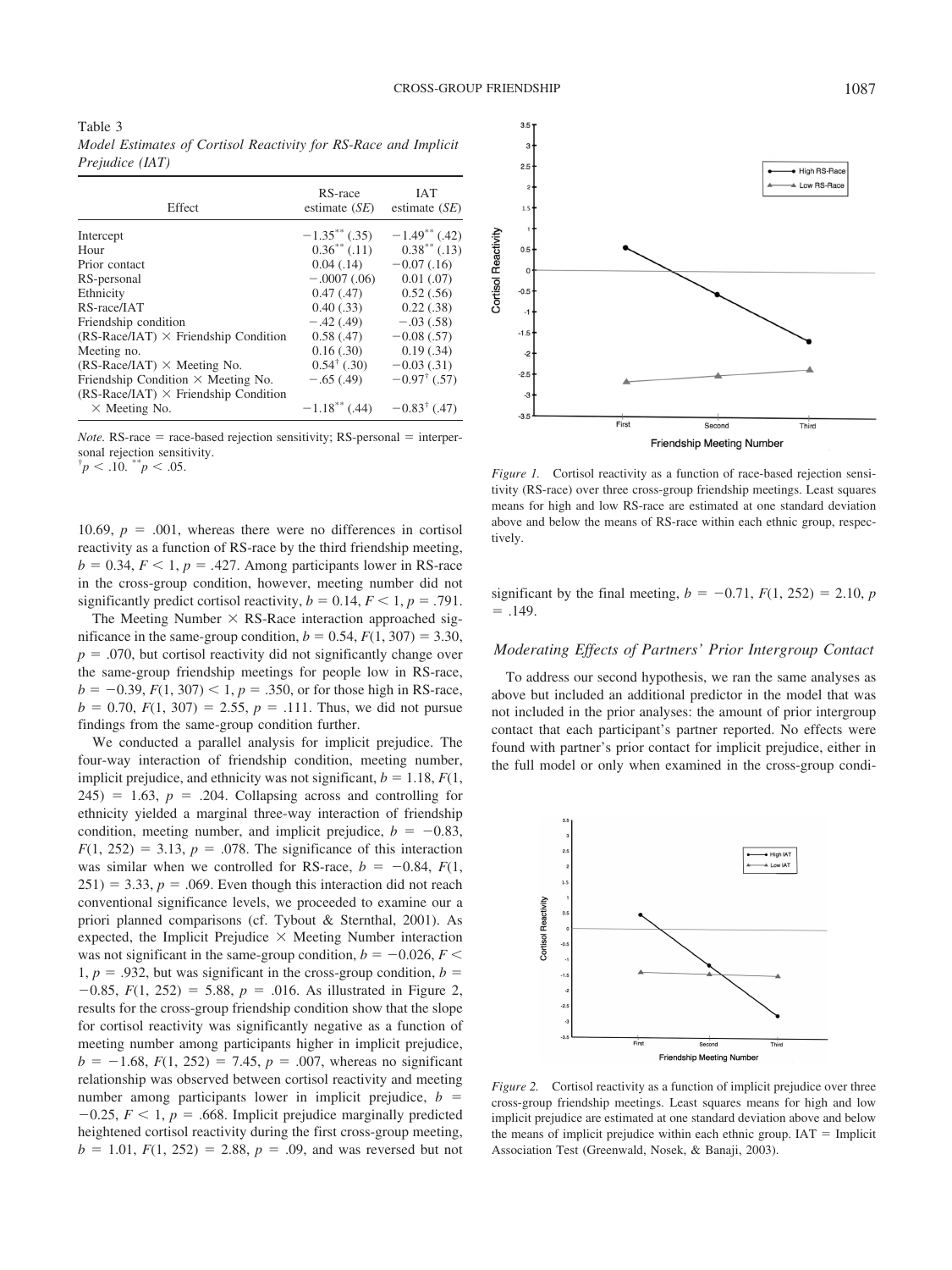Table 3
*Model Estimates of Cortisol Reactivity for RS-Race and Implicit Prejudice (IAT)*

| Effect | RS-race estimate (*SE*) | IAT estimate (*SE*) |
|---|---|---|
| Intercept | $-1.35^{**}$ (.35) | $-1.49^{**}$ (.42) |
| Hour | $0.36^{**}$ (.11) | $0.38^{**}$ (.13) |
| Prior contact | 0.04 (.14) | −0.07 (.16) |
| RS-personal | −.0007 (.06) | 0.01 (.07) |
| Ethnicity | 0.47 (.47) | 0.52 (.56) |
| RS-race/IAT | 0.40 (.33) | 0.22 (.38) |
| Friendship condition | −.42 (.49) | −.03 (.58) |
| (RS-Race/IAT) × Friendship Condition | 0.58 (.47) | −0.08 (.57) |
| Meeting no. | 0.16 (.30) | 0.19 (.34) |
| (RS-Race/IAT) × Meeting No. | $0.54^{\dagger}$ (.30) | −0.03 (.31) |
| Friendship Condition × Meeting No. | −.65 (.49) | $-0.97^{\dagger}$ (.57) |
| (RS-Race/IAT) × Friendship Condition × Meeting No. | $-1.18^{**}$ (.44) | $-0.83^{\dagger}$ (.47) |

*Note.* RS-race = race-based rejection sensitivity; RS-personal = interpersonal rejection sensitivity.
$^{\dagger}p < .10$. $^{**}p < .05$.

10.69, $p = .001$, whereas there were no differences in cortisol reactivity as a function of RS-race by the third friendship meeting, $b = 0.34$, $F < 1$, $p = .427$. Among participants lower in RS-race in the cross-group condition, however, meeting number did not significantly predict cortisol reactivity, $b = 0.14$, $F < 1$, $p = .791$.

The Meeting Number × RS-Race interaction approached significance in the same-group condition, $b = 0.54$, $F(1, 307) = 3.30$, $p = .070$, but cortisol reactivity did not significantly change over the same-group friendship meetings for people low in RS-race, $b = -0.39$, $F(1, 307) < 1$, $p = .350$, or for those high in RS-race, $b = 0.70$, $F(1, 307) = 2.55$, $p = .111$. Thus, we did not pursue findings from the same-group condition further.

We conducted a parallel analysis for implicit prejudice. The four-way interaction of friendship condition, meeting number, implicit prejudice, and ethnicity was not significant, $b = 1.18$, $F(1, 245) = 1.63$, $p = .204$. Collapsing across and controlling for ethnicity yielded a marginal three-way interaction of friendship condition, meeting number, and implicit prejudice, $b = -0.83$, $F(1, 252) = 3.13$, $p = .078$. The significance of this interaction was similar when we controlled for RS-race, $b = -0.84$, $F(1, 251) = 3.33$, $p = .069$. Even though this interaction did not reach conventional significance levels, we proceeded to examine our a priori planned comparisons (cf. Tybout & Sternthal, 2001). As expected, the Implicit Prejudice × Meeting Number interaction was not significant in the same-group condition, $b = -0.026$, $F < 1$, $p = .932$, but was significant in the cross-group condition, $b = -0.85$, $F(1, 252) = 5.88$, $p = .016$. As illustrated in Figure 2, results for the cross-group friendship condition show that the slope for cortisol reactivity was significantly negative as a function of meeting number among participants higher in implicit prejudice, $b = -1.68$, $F(1, 252) = 7.45$, $p = .007$, whereas no significant relationship was observed between cortisol reactivity and meeting number among participants lower in implicit prejudice, $b = -0.25$, $F < 1$, $p = .668$. Implicit prejudice marginally predicted heightened cortisol reactivity during the first cross-group meeting, $b = 1.01$, $F(1, 252) = 2.88$, $p = .09$, and was reversed but not significant by the final meeting, $b = -0.71$, $F(1, 252) = 2.10$, $p = .149$.

*Figure 1.* Cortisol reactivity as a function of race-based rejection sensitivity (RS-race) over three cross-group friendship meetings. Least squares means for high and low RS-race are estimated at one standard deviation above and below the means of RS-race within each ethnic group, respectively.

### *Moderating Effects of Partners' Prior Intergroup Contact*

To address our second hypothesis, we ran the same analyses as above but included an additional predictor in the model that was not included in the prior analyses: the amount of prior intergroup contact that each participant's partner reported. No effects were found with partner's prior contact for implicit prejudice, either in the full model or only when examined in the cross-group condi-

*Figure 2.* Cortisol reactivity as a function of implicit prejudice over three cross-group friendship meetings. Least squares means for high and low implicit prejudice are estimated at one standard deviation above and below the means of implicit prejudice within each ethnic group. IAT = Implicit Association Test (Greenwald, Nosek, & Banaji, 2003).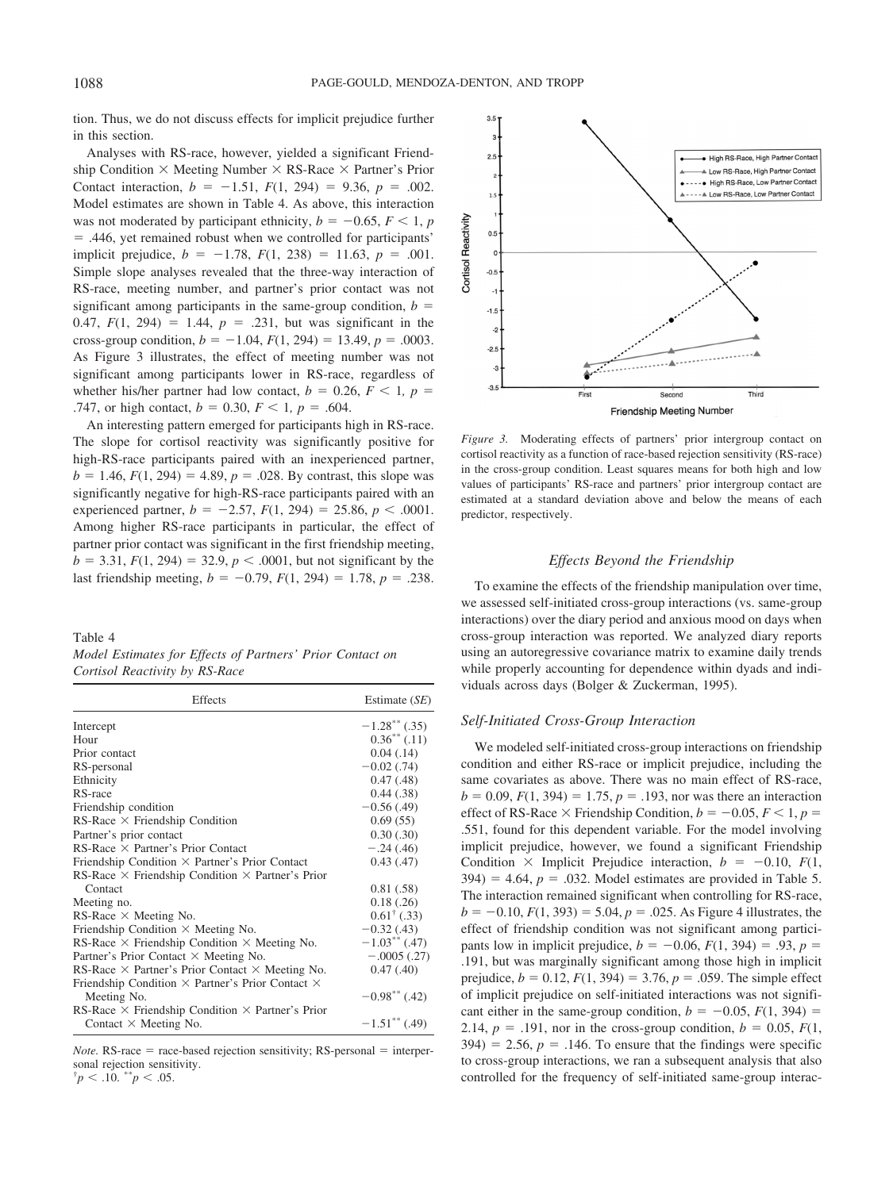tion. Thus, we do not discuss effects for implicit prejudice further in this section.

Analyses with RS-race, however, yielded a significant Friendship Condition × Meeting Number × RS-Race × Partner's Prior Contact interaction, $b = -1.51$, $F(1, 294) = 9.36$, $p = .002$. Model estimates are shown in Table 4. As above, this interaction was not moderated by participant ethnicity, $b = -0.65$, $F < 1$, $p = .446$, yet remained robust when we controlled for participants' implicit prejudice, $b = -1.78$, $F(1, 238) = 11.63$, $p = .001$. Simple slope analyses revealed that the three-way interaction of RS-race, meeting number, and partner's prior contact was not significant among participants in the same-group condition, $b = 0.47$, $F(1, 294) = 1.44$, $p = .231$, but was significant in the cross-group condition, $b = -1.04$, $F(1, 294) = 13.49$, $p = .0003$. As Figure 3 illustrates, the effect of meeting number was not significant among participants lower in RS-race, regardless of whether his/her partner had low contact, $b = 0.26$, $F < 1$, $p = .747$, or high contact, $b = 0.30$, $F < 1$, $p = .604$.

An interesting pattern emerged for participants high in RS-race. The slope for cortisol reactivity was significantly positive for high-RS-race participants paired with an inexperienced partner, $b = 1.46$, $F(1, 294) = 4.89$, $p = .028$. By contrast, this slope was significantly negative for high-RS-race participants paired with an experienced partner, $b = -2.57$, $F(1, 294) = 25.86$, $p < .0001$. Among higher RS-race participants in particular, the effect of partner prior contact was significant in the first friendship meeting, $b = 3.31$, $F(1, 294) = 32.9$, $p < .0001$, but not significant by the last friendship meeting, $b = -0.79$, $F(1, 294) = 1.78$, $p = .238$.

Table 4
*Model Estimates for Effects of Partners' Prior Contact on Cortisol Reactivity by RS-Race*

| Effects | Estimate (*SE*) |
|---|---|
| Intercept | $-1.28^{**}$ (.35) |
| Hour | $0.36^{**}$ (.11) |
| Prior contact | 0.04 (.14) |
| RS-personal | −0.02 (.74) |
| Ethnicity | 0.47 (.48) |
| RS-race | 0.44 (.38) |
| Friendship condition | −0.56 (.49) |
| RS-Race × Friendship Condition | 0.69 (55) |
| Partner's prior contact | 0.30 (.30) |
| RS-Race × Partner's Prior Contact | −.24 (.46) |
| Friendship Condition × Partner's Prior Contact | 0.43 (.47) |
| RS-Race × Friendship Condition × Partner's Prior Contact | 0.81 (.58) |
| Meeting no. | 0.18 (.26) |
| RS-Race × Meeting No. | $0.61^{\dagger}$ (.33) |
| Friendship Condition × Meeting No. | −0.32 (.43) |
| RS-Race × Friendship Condition × Meeting No. | $-1.03^{**}$ (.47) |
| Partner's Prior Contact × Meeting No. | −.0005 (.27) |
| RS-Race × Partner's Prior Contact × Meeting No. | 0.47 (.40) |
| Friendship Condition × Partner's Prior Contact × Meeting No. | $-0.98^{**}$ (.42) |
| RS-Race × Friendship Condition × Partner's Prior Contact × Meeting No. | $-1.51^{**}$ (.49) |

*Note.* RS-race = race-based rejection sensitivity; RS-personal = interpersonal rejection sensitivity.
$^{\dagger}p < .10$. $^{**}p < .05$.

*Figure 3.* Moderating effects of partners' prior intergroup contact on cortisol reactivity as a function of race-based rejection sensitivity (RS-race) in the cross-group condition. Least squares means for both high and low values of participants' RS-race and partners' prior intergroup contact are estimated at a standard deviation above and below the means of each predictor, respectively.

### Effects Beyond the Friendship

To examine the effects of the friendship manipulation over time, we assessed self-initiated cross-group interactions (vs. same-group interactions) over the diary period and anxious mood on days when cross-group interaction was reported. We analyzed diary reports using an autoregressive covariance matrix to examine daily trends while properly accounting for dependence within dyads and individuals across days (Bolger & Zuckerman, 1995).

### Self-Initiated Cross-Group Interaction

We modeled self-initiated cross-group interactions on friendship condition and either RS-race or implicit prejudice, including the same covariates as above. There was no main effect of RS-race, $b = 0.09$, $F(1, 394) = 1.75$, $p = .193$, nor was there an interaction effect of RS-Race × Friendship Condition, $b = -0.05$, $F < 1$, $p = .551$, found for this dependent variable. For the model involving implicit prejudice, however, we found a significant Friendship Condition × Implicit Prejudice interaction, $b = -0.10$, $F(1, 394) = 4.64$, $p = .032$. Model estimates are provided in Table 5. The interaction remained significant when controlling for RS-race, $b = -0.10$, $F(1, 393) = 5.04$, $p = .025$. As Figure 4 illustrates, the effect of friendship condition was not significant among participants low in implicit prejudice, $b = -0.06$, $F(1, 394) = .93$, $p = .191$, but was marginally significant among those high in implicit prejudice, $b = 0.12$, $F(1, 394) = 3.76$, $p = .059$. The simple effect of implicit prejudice on self-initiated interactions was not significant either in the same-group condition, $b = -0.05$, $F(1, 394) = 2.14$, $p = .191$, nor in the cross-group condition, $b = 0.05$, $F(1, 394) = 2.56$, $p = .146$. To ensure that the findings were specific to cross-group interactions, we ran a subsequent analysis that also controlled for the frequency of self-initiated same-group interac-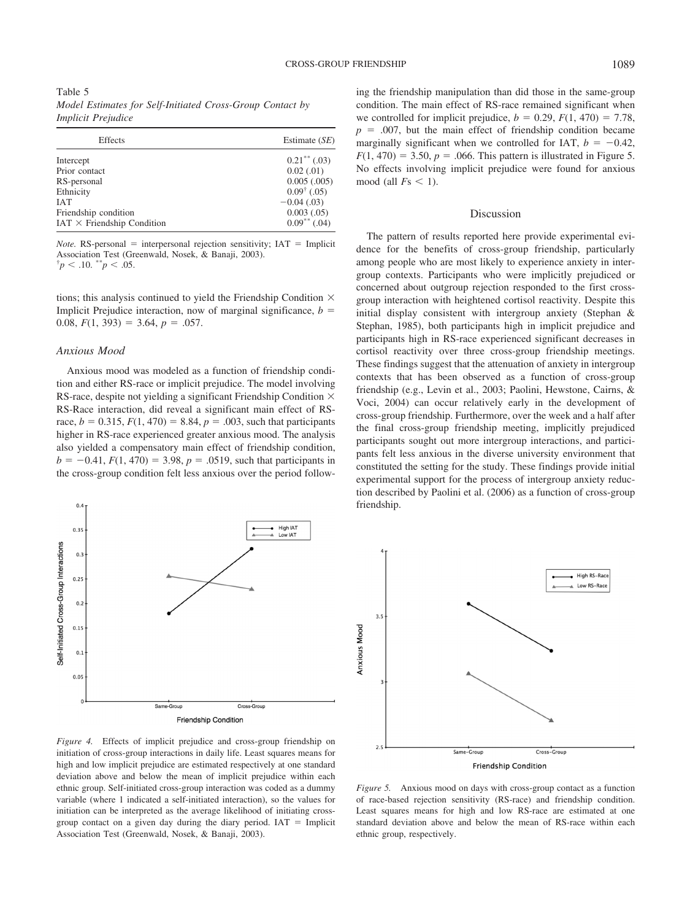Table 5
*Model Estimates for Self-Initiated Cross-Group Contact by Implicit Prejudice*

| Effects | Estimate (*SE*) |
|---|---|
| Intercept | $0.21^{**}$ (.03) |
| Prior contact | 0.02 (.01) |
| RS-personal | 0.005 (.005) |
| Ethnicity | $0.09^{\dagger}$ (.05) |
| IAT | −0.04 (.03) |
| Friendship condition | 0.003 (.05) |
| IAT × Friendship Condition | $0.09^{**}$ (.04) |

*Note.* RS-personal = interpersonal rejection sensitivity; IAT = Implicit Association Test (Greenwald, Nosek, & Banaji, 2003).
$^{\dagger}p < .10$. $^{**}p < .05$.

tions; this analysis continued to yield the Friendship Condition × Implicit Prejudice interaction, now of marginal significance, $b = 0.08$, $F(1, 393) = 3.64$, $p = .057$.

### Anxious Mood

Anxious mood was modeled as a function of friendship condition and either RS-race or implicit prejudice. The model involving RS-race, despite not yielding a significant Friendship Condition × RS-Race interaction, did reveal a significant main effect of RS-race, $b = 0.315$, $F(1, 470) = 8.84$, $p = .003$, such that participants higher in RS-race experienced greater anxious mood. The analysis also yielded a compensatory main effect of friendship condition, $b = -0.41$, $F(1, 470) = 3.98$, $p = .0519$, such that participants in the cross-group condition felt less anxious over the period following the friendship manipulation than did those in the same-group condition. The main effect of RS-race remained significant when we controlled for implicit prejudice, $b = 0.29$, $F(1, 470) = 7.78$, $p = .007$, but the main effect of friendship condition became marginally significant when we controlled for IAT, $b = -0.42$, $F(1, 470) = 3.50$, $p = .066$. This pattern is illustrated in Figure 5. No effects involving implicit prejudice were found for anxious mood (all $F$s < 1).

*Figure 4.* Effects of implicit prejudice and cross-group friendship on initiation of cross-group interactions in daily life. Least squares means for high and low implicit prejudice are estimated respectively at one standard deviation above and below the mean of implicit prejudice within each ethnic group. Self-initiated cross-group interaction was coded as a dummy variable (where 1 indicated a self-initiated interaction), so the values for initiation can be interpreted as the average likelihood of initiating cross-group contact on a given day during the diary period. IAT = Implicit Association Test (Greenwald, Nosek, & Banaji, 2003).

## Discussion

The pattern of results reported here provide experimental evidence for the benefits of cross-group friendship, particularly among people who are most likely to experience anxiety in intergroup contexts. Participants who were implicitly prejudiced or concerned about outgroup rejection responded to the first cross-group interaction with heightened cortisol reactivity. Despite this initial display consistent with intergroup anxiety (Stephan & Stephan, 1985), both participants high in implicit prejudice and participants high in RS-race experienced significant decreases in cortisol reactivity over three cross-group friendship meetings. These findings suggest that the attenuation of anxiety in intergroup contexts that has been observed as a function of cross-group friendship (e.g., Levin et al., 2003; Paolini, Hewstone, Cairns, & Voci, 2004) can occur relatively early in the development of cross-group friendship. Furthermore, over the week and a half after the final cross-group friendship meeting, implicitly prejudiced participants sought out more intergroup interactions, and participants felt less anxious in the diverse university environment that constituted the setting for the study. These findings provide initial experimental support for the process of intergroup anxiety reduction described by Paolini et al. (2006) as a function of cross-group friendship.

*Figure 5.* Anxious mood on days with cross-group contact as a function of race-based rejection sensitivity (RS-race) and friendship condition. Least squares means for high and low RS-race are estimated at one standard deviation above and below the mean of RS-race within each ethnic group, respectively.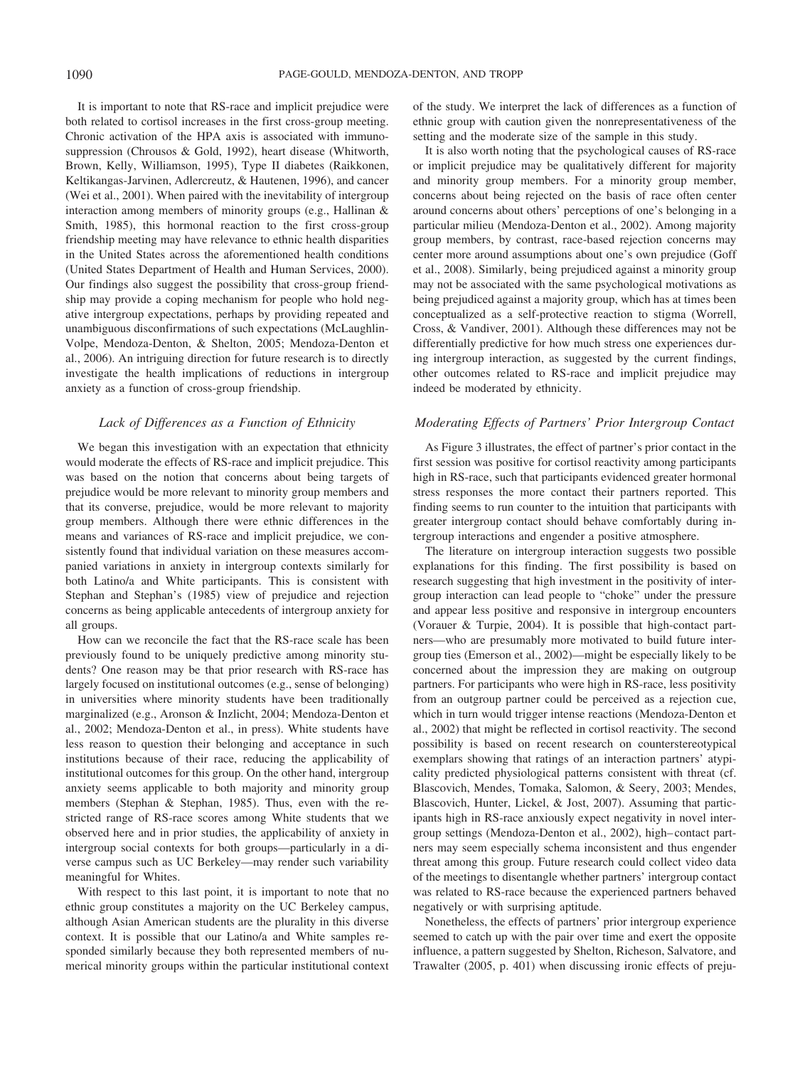It is important to note that RS-race and implicit prejudice were both related to cortisol increases in the first cross-group meeting. Chronic activation of the HPA axis is associated with immunosuppression (Chrousos & Gold, 1992), heart disease (Whitworth, Brown, Kelly, Williamson, 1995), Type II diabetes (Raikkonen, Keltikangas-Jarvinen, Adlercreutz, & Hautenen, 1996), and cancer (Wei et al., 2001). When paired with the inevitability of intergroup interaction among members of minority groups (e.g., Hallinan & Smith, 1985), this hormonal reaction to the first cross-group friendship meeting may have relevance to ethnic health disparities in the United States across the aforementioned health conditions (United States Department of Health and Human Services, 2000). Our findings also suggest the possibility that cross-group friendship may provide a coping mechanism for people who hold negative intergroup expectations, perhaps by providing repeated and unambiguous disconfirmations of such expectations (McLaughlin-Volpe, Mendoza-Denton, & Shelton, 2005; Mendoza-Denton et al., 2006). An intriguing direction for future research is to directly investigate the health implications of reductions in intergroup anxiety as a function of cross-group friendship.

### *Lack of Differences as a Function of Ethnicity*

We began this investigation with an expectation that ethnicity would moderate the effects of RS-race and implicit prejudice. This was based on the notion that concerns about being targets of prejudice would be more relevant to minority group members and that its converse, prejudice, would be more relevant to majority group members. Although there were ethnic differences in the means and variances of RS-race and implicit prejudice, we consistently found that individual variation on these measures accompanied variations in anxiety in intergroup contexts similarly for both Latino/a and White participants. This is consistent with Stephan and Stephan's (1985) view of prejudice and rejection concerns as being applicable antecedents of intergroup anxiety for all groups.

How can we reconcile the fact that the RS-race scale has been previously found to be uniquely predictive among minority students? One reason may be that prior research with RS-race has largely focused on institutional outcomes (e.g., sense of belonging) in universities where minority students have been traditionally marginalized (e.g., Aronson & Inzlicht, 2004; Mendoza-Denton et al., 2002; Mendoza-Denton et al., in press). White students have less reason to question their belonging and acceptance in such institutions because of their race, reducing the applicability of institutional outcomes for this group. On the other hand, intergroup anxiety seems applicable to both majority and minority group members (Stephan & Stephan, 1985). Thus, even with the restricted range of RS-race scores among White students that we observed here and in prior studies, the applicability of anxiety in intergroup social contexts for both groups—particularly in a diverse campus such as UC Berkeley—may render such variability meaningful for Whites.

With respect to this last point, it is important to note that no ethnic group constitutes a majority on the UC Berkeley campus, although Asian American students are the plurality in this diverse context. It is possible that our Latino/a and White samples responded similarly because they both represented members of numerical minority groups within the particular institutional context of the study. We interpret the lack of differences as a function of ethnic group with caution given the nonrepresentativeness of the setting and the moderate size of the sample in this study.

It is also worth noting that the psychological causes of RS-race or implicit prejudice may be qualitatively different for majority and minority group members. For a minority group member, concerns about being rejected on the basis of race often center around concerns about others' perceptions of one's belonging in a particular milieu (Mendoza-Denton et al., 2002). Among majority group members, by contrast, race-based rejection concerns may center more around assumptions about one's own prejudice (Goff et al., 2008). Similarly, being prejudiced against a minority group may not be associated with the same psychological motivations as being prejudiced against a majority group, which has at times been conceptualized as a self-protective reaction to stigma (Worrell, Cross, & Vandiver, 2001). Although these differences may not be differentially predictive for how much stress one experiences during intergroup interaction, as suggested by the current findings, other outcomes related to RS-race and implicit prejudice may indeed be moderated by ethnicity.

### *Moderating Effects of Partners' Prior Intergroup Contact*

As Figure 3 illustrates, the effect of partner's prior contact in the first session was positive for cortisol reactivity among participants high in RS-race, such that participants evidenced greater hormonal stress responses the more contact their partners reported. This finding seems to run counter to the intuition that participants with greater intergroup contact should behave comfortably during intergroup interactions and engender a positive atmosphere.

The literature on intergroup interaction suggests two possible explanations for this finding. The first possibility is based on research suggesting that high investment in the positivity of intergroup interaction can lead people to "choke" under the pressure and appear less positive and responsive in intergroup encounters (Vorauer & Turpie, 2004). It is possible that high-contact partners—who are presumably more motivated to build future intergroup ties (Emerson et al., 2002)—might be especially likely to be concerned about the impression they are making on outgroup partners. For participants who were high in RS-race, less positivity from an outgroup partner could be perceived as a rejection cue, which in turn would trigger intense reactions (Mendoza-Denton et al., 2002) that might be reflected in cortisol reactivity. The second possibility is based on recent research on counterstereotypical exemplars showing that ratings of an interaction partners' atypicality predicted physiological patterns consistent with threat (cf. Blascovich, Mendes, Tomaka, Salomon, & Seery, 2003; Mendes, Blascovich, Hunter, Lickel, & Jost, 2007). Assuming that participants high in RS-race anxiously expect negativity in novel intergroup settings (Mendoza-Denton et al., 2002), high–contact partners may seem especially schema inconsistent and thus engender threat among this group. Future research could collect video data of the meetings to disentangle whether partners' intergroup contact was related to RS-race because the experienced partners behaved negatively or with surprising aptitude.

Nonetheless, the effects of partners' prior intergroup experience seemed to catch up with the pair over time and exert the opposite influence, a pattern suggested by Shelton, Richeson, Salvatore, and Trawalter (2005, p. 401) when discussing ironic effects of preju-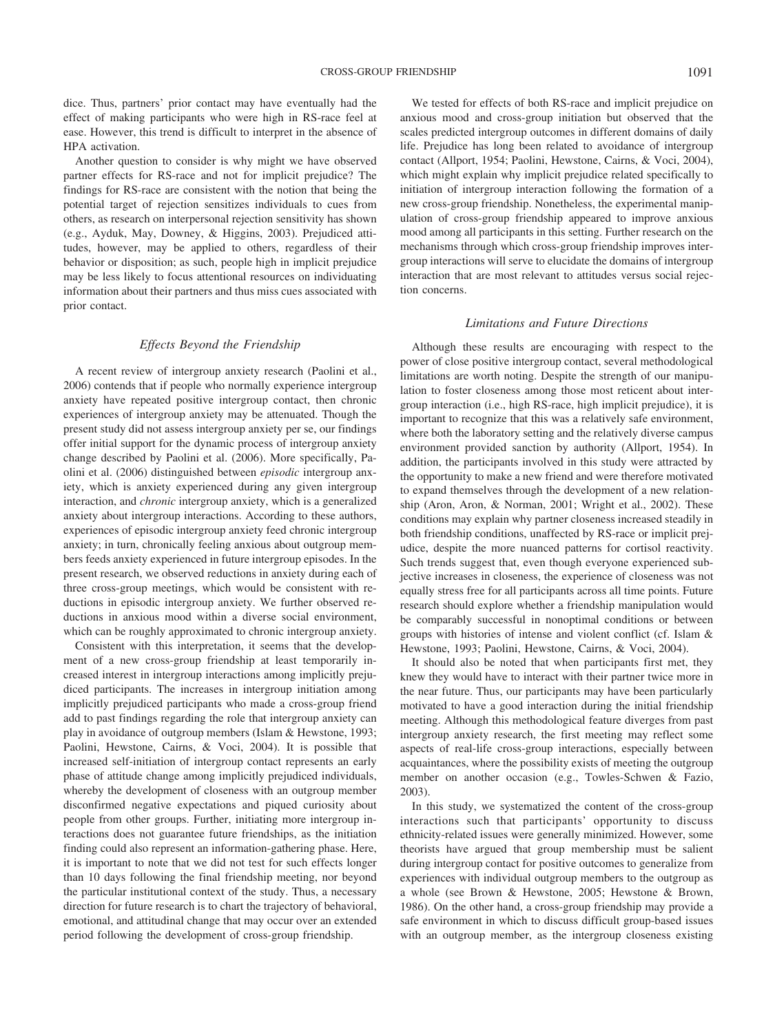dice. Thus, partners' prior contact may have eventually had the effect of making participants who were high in RS-race feel at ease. However, this trend is difficult to interpret in the absence of HPA activation.

Another question to consider is why might we have observed partner effects for RS-race and not for implicit prejudice? The findings for RS-race are consistent with the notion that being the potential target of rejection sensitizes individuals to cues from others, as research on interpersonal rejection sensitivity has shown (e.g., Ayduk, May, Downey, & Higgins, 2003). Prejudiced attitudes, however, may be applied to others, regardless of their behavior or disposition; as such, people high in implicit prejudice may be less likely to focus attentional resources on individuating information about their partners and thus miss cues associated with prior contact.

### *Effects Beyond the Friendship*

A recent review of intergroup anxiety research (Paolini et al., 2006) contends that if people who normally experience intergroup anxiety have repeated positive intergroup contact, then chronic experiences of intergroup anxiety may be attenuated. Though the present study did not assess intergroup anxiety per se, our findings offer initial support for the dynamic process of intergroup anxiety change described by Paolini et al. (2006). More specifically, Paolini et al. (2006) distinguished between *episodic* intergroup anxiety, which is anxiety experienced during any given intergroup interaction, and *chronic* intergroup anxiety, which is a generalized anxiety about intergroup interactions. According to these authors, experiences of episodic intergroup anxiety feed chronic intergroup anxiety; in turn, chronically feeling anxious about outgroup members feeds anxiety experienced in future intergroup episodes. In the present research, we observed reductions in anxiety during each of three cross-group meetings, which would be consistent with reductions in episodic intergroup anxiety. We further observed reductions in anxious mood within a diverse social environment, which can be roughly approximated to chronic intergroup anxiety.

Consistent with this interpretation, it seems that the development of a new cross-group friendship at least temporarily increased interest in intergroup interactions among implicitly prejudiced participants. The increases in intergroup initiation among implicitly prejudiced participants who made a cross-group friend add to past findings regarding the role that intergroup anxiety can play in avoidance of outgroup members (Islam & Hewstone, 1993; Paolini, Hewstone, Cairns, & Voci, 2004). It is possible that increased self-initiation of intergroup contact represents an early phase of attitude change among implicitly prejudiced individuals, whereby the development of closeness with an outgroup member disconfirmed negative expectations and piqued curiosity about people from other groups. Further, initiating more intergroup interactions does not guarantee future friendships, as the initiation finding could also represent an information-gathering phase. Here, it is important to note that we did not test for such effects longer than 10 days following the final friendship meeting, nor beyond the particular institutional context of the study. Thus, a necessary direction for future research is to chart the trajectory of behavioral, emotional, and attitudinal change that may occur over an extended period following the development of cross-group friendship.

We tested for effects of both RS-race and implicit prejudice on anxious mood and cross-group initiation but observed that the scales predicted intergroup outcomes in different domains of daily life. Prejudice has long been related to avoidance of intergroup contact (Allport, 1954; Paolini, Hewstone, Cairns, & Voci, 2004), which might explain why implicit prejudice related specifically to initiation of intergroup interaction following the formation of a new cross-group friendship. Nonetheless, the experimental manipulation of cross-group friendship appeared to improve anxious mood among all participants in this setting. Further research on the mechanisms through which cross-group friendship improves intergroup interactions will serve to elucidate the domains of intergroup interaction that are most relevant to attitudes versus social rejection concerns.

### *Limitations and Future Directions*

Although these results are encouraging with respect to the power of close positive intergroup contact, several methodological limitations are worth noting. Despite the strength of our manipulation to foster closeness among those most reticent about intergroup interaction (i.e., high RS-race, high implicit prejudice), it is important to recognize that this was a relatively safe environment, where both the laboratory setting and the relatively diverse campus environment provided sanction by authority (Allport, 1954). In addition, the participants involved in this study were attracted by the opportunity to make a new friend and were therefore motivated to expand themselves through the development of a new relationship (Aron, Aron, & Norman, 2001; Wright et al., 2002). These conditions may explain why partner closeness increased steadily in both friendship conditions, unaffected by RS-race or implicit prejudice, despite the more nuanced patterns for cortisol reactivity. Such trends suggest that, even though everyone experienced subjective increases in closeness, the experience of closeness was not equally stress free for all participants across all time points. Future research should explore whether a friendship manipulation would be comparably successful in nonoptimal conditions or between groups with histories of intense and violent conflict (cf. Islam & Hewstone, 1993; Paolini, Hewstone, Cairns, & Voci, 2004).

It should also be noted that when participants first met, they knew they would have to interact with their partner twice more in the near future. Thus, our participants may have been particularly motivated to have a good interaction during the initial friendship meeting. Although this methodological feature diverges from past intergroup anxiety research, the first meeting may reflect some aspects of real-life cross-group interactions, especially between acquaintances, where the possibility exists of meeting the outgroup member on another occasion (e.g., Towles-Schwen & Fazio, 2003).

In this study, we systematized the content of the cross-group interactions such that participants' opportunity to discuss ethnicity-related issues were generally minimized. However, some theorists have argued that group membership must be salient during intergroup contact for positive outcomes to generalize from experiences with individual outgroup members to the outgroup as a whole (see Brown & Hewstone, 2005; Hewstone & Brown, 1986). On the other hand, a cross-group friendship may provide a safe environment in which to discuss difficult group-based issues with an outgroup member, as the intergroup closeness existing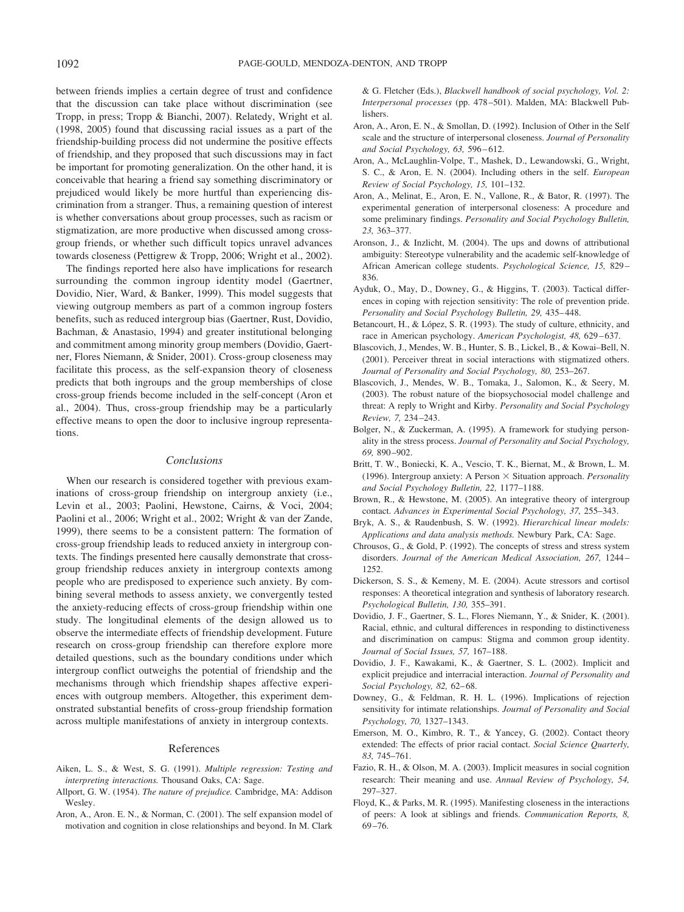between friends implies a certain degree of trust and confidence that the discussion can take place without discrimination (see Tropp, in press; Tropp & Bianchi, 2007). Relatedy, Wright et al. (1998, 2005) found that discussing racial issues as a part of the friendship-building process did not undermine the positive effects of friendship, and they proposed that such discussions may in fact be important for promoting generalization. On the other hand, it is conceivable that hearing a friend say something discriminatory or prejudiced would likely be more hurtful than experiencing discrimination from a stranger. Thus, a remaining question of interest is whether conversations about group processes, such as racism or stigmatization, are more productive when discussed among cross-group friends, or whether such difficult topics unravel advances towards closeness (Pettigrew & Tropp, 2006; Wright et al., 2002).

The findings reported here also have implications for research surrounding the common ingroup identity model (Gaertner, Dovidio, Nier, Ward, & Banker, 1999). This model suggests that viewing outgroup members as part of a common ingroup fosters benefits, such as reduced intergroup bias (Gaertner, Rust, Dovidio, Bachman, & Anastasio, 1994) and greater institutional belonging and commitment among minority group members (Dovidio, Gaertner, Flores Niemann, & Snider, 2001). Cross-group closeness may facilitate this process, as the self-expansion theory of closeness predicts that both ingroups and the group memberships of close cross-group friends become included in the self-concept (Aron et al., 2004). Thus, cross-group friendship may be a particularly effective means to open the door to inclusive ingroup representations.

## Conclusions

When our research is considered together with previous examinations of cross-group friendship on intergroup anxiety (i.e., Levin et al., 2003; Paolini, Hewstone, Cairns, & Voci, 2004; Paolini et al., 2006; Wright et al., 2002; Wright & van der Zande, 1999), there seems to be a consistent pattern: The formation of cross-group friendship leads to reduced anxiety in intergroup contexts. The findings presented here causally demonstrate that cross-group friendship reduces anxiety in intergroup contexts among people who are predisposed to experience such anxiety. By combining several methods to assess anxiety, we convergently tested the anxiety-reducing effects of cross-group friendship within one study. The longitudinal elements of the design allowed us to observe the intermediate effects of friendship development. Future research on cross-group friendship can therefore explore more detailed questions, such as the boundary conditions under which intergroup conflict outweighs the potential of friendship and the mechanisms through which friendship shapes affective experiences with outgroup members. Altogether, this experiment demonstrated substantial benefits of cross-group friendship formation across multiple manifestations of anxiety in intergroup contexts.

## References

Aiken, L. S., & West, S. G. (1991). *Multiple regression: Testing and interpreting interactions.* Thousand Oaks, CA: Sage.

Allport, G. W. (1954). *The nature of prejudice.* Cambridge, MA: Addison Wesley.

Aron, A., Aron. E. N., & Norman, C. (2001). The self expansion model of motivation and cognition in close relationships and beyond. In M. Clark & G. Fletcher (Eds.), *Blackwell handbook of social psychology, Vol. 2: Interpersonal processes* (pp. 478–501). Malden, MA: Blackwell Publishers.

Aron, A., Aron, E. N., & Smollan, D. (1992). Inclusion of Other in the Self scale and the structure of interpersonal closeness. *Journal of Personality and Social Psychology, 63,* 596–612.

Aron, A., McLaughlin-Volpe, T., Mashek, D., Lewandowski, G., Wright, S. C., & Aron, E. N. (2004). Including others in the self. *European Review of Social Psychology, 15,* 101–132.

Aron, A., Melinat, E., Aron, E. N., Vallone, R., & Bator, R. (1997). The experimental generation of interpersonal closeness: A procedure and some preliminary findings. *Personality and Social Psychology Bulletin, 23,* 363–377.

Aronson, J., & Inzlicht, M. (2004). The ups and downs of attributional ambiguity: Stereotype vulnerability and the academic self-knowledge of African American college students. *Psychological Science, 15,* 829–836.

Ayduk, O., May, D., Downey, G., & Higgins, T. (2003). Tactical differences in coping with rejection sensitivity: The role of prevention pride. *Personality and Social Psychology Bulletin, 29,* 435–448.

Betancourt, H., & López, S. R. (1993). The study of culture, ethnicity, and race in American psychology. *American Psychologist, 48,* 629–637.

Blascovich, J., Mendes, W. B., Hunter, S. B., Lickel, B., & Kowai–Bell, N. (2001). Perceiver threat in social interactions with stigmatized others. *Journal of Personality and Social Psychology, 80,* 253–267.

Blascovich, J., Mendes, W. B., Tomaka, J., Salomon, K., & Seery, M. (2003). The robust nature of the biopsychosocial model challenge and threat: A reply to Wright and Kirby. *Personality and Social Psychology Review, 7,* 234–243.

Bolger, N., & Zuckerman, A. (1995). A framework for studying personality in the stress process. *Journal of Personality and Social Psychology, 69,* 890–902.

Britt, T. W., Boniecki, K. A., Vescio, T. K., Biernat, M., & Brown, L. M. (1996). Intergroup anxiety: A Person × Situation approach. *Personality and Social Psychology Bulletin, 22,* 1177–1188.

Brown, R., & Hewstone, M. (2005). An integrative theory of intergroup contact. *Advances in Experimental Social Psychology, 37,* 255–343.

Bryk, A. S., & Raudenbush, S. W. (1992). *Hierarchical linear models: Applications and data analysis methods.* Newbury Park, CA: Sage.

Chrousos, G., & Gold, P. (1992). The concepts of stress and stress system disorders. *Journal of the American Medical Association, 267,* 1244–1252.

Dickerson, S. S., & Kemeny, M. E. (2004). Acute stressors and cortisol responses: A theoretical integration and synthesis of laboratory research. *Psychological Bulletin, 130,* 355–391.

Dovidio, J. F., Gaertner, S. L., Flores Niemann, Y., & Snider, K. (2001). Racial, ethnic, and cultural differences in responding to distinctiveness and discrimination on campus: Stigma and common group identity. *Journal of Social Issues, 57,* 167–188.

Dovidio, J. F., Kawakami, K., & Gaertner, S. L. (2002). Implicit and explicit prejudice and interracial interaction. *Journal of Personality and Social Psychology, 82,* 62–68.

Downey, G., & Feldman, R. H. L. (1996). Implications of rejection sensitivity for intimate relationships. *Journal of Personality and Social Psychology, 70,* 1327–1343.

Emerson, M. O., Kimbro, R. T., & Yancey, G. (2002). Contact theory extended: The effects of prior racial contact. *Social Science Quarterly, 83,* 745–761.

Fazio, R. H., & Olson, M. A. (2003). Implicit measures in social cognition research: Their meaning and use. *Annual Review of Psychology, 54,* 297–327.

Floyd, K., & Parks, M. R. (1995). Manifesting closeness in the interactions of peers: A look at siblings and friends. *Communication Reports, 8,* 69–76.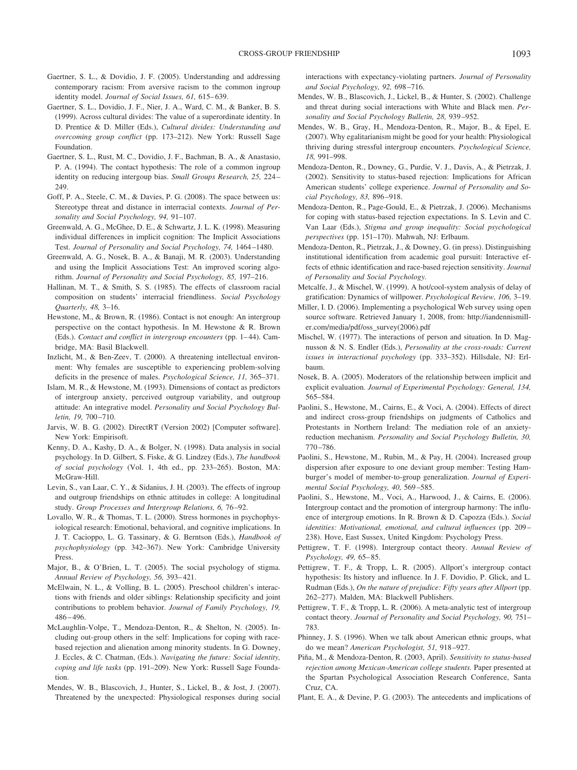Gaertner, S. L., & Dovidio, J. F. (2005). Understanding and addressing contemporary racism: From aversive racism to the common ingroup identity model. *Journal of Social Issues, 61,* 615–639.

Gaertner, S. L., Dovidio, J. F., Nier, J. A., Ward, C. M., & Banker, B. S. (1999). Across cultural divides: The value of a superordinate identity. In D. Prentice & D. Miller (Eds.), *Cultural divides: Understanding and overcoming group conflict* (pp. 173–212). New York: Russell Sage Foundation.

Gaertner, S. L., Rust, M. C., Dovidio, J. F., Bachman, B. A., & Anastasio, P. A. (1994). The contact hypothesis: The role of a common ingroup identity on reducing intergroup bias. *Small Groups Research, 25,* 224–249.

Goff, P. A., Steele, C. M., & Davies, P. G. (2008). The space between us: Stereotype threat and distance in interracial contexts. *Journal of Personality and Social Psychology, 94,* 91–107.

Greenwald, A. G., McGhee, D. E., & Schwartz, J. L. K. (1998). Measuring individual differences in implicit cognition: The Implicit Associations Test. *Journal of Personality and Social Psychology, 74,* 1464–1480.

Greenwald, A. G., Nosek, B. A., & Banaji, M. R. (2003). Understanding and using the Implicit Associations Test: An improved scoring algorithm. *Journal of Personality and Social Psychology, 85,* 197–216.

Hallinan, M. T., & Smith, S. S. (1985). The effects of classroom racial composition on students' interracial friendliness. *Social Psychology Quarterly, 48,* 3–16.

Hewstone, M., & Brown, R. (1986). Contact is not enough: An intergroup perspective on the contact hypothesis. In M. Hewstone & R. Brown (Eds.). *Contact and conflict in intergroup encounters* (pp. 1–44). Cambridge, MA: Basil Blackwell.

Inzlicht, M., & Ben-Zeev, T. (2000). A threatening intellectual environment: Why females are susceptible to experiencing problem-solving deficits in the presence of males. *Psychological Science, 11,* 365–371.

Islam, M. R., & Hewstone, M. (1993). Dimensions of contact as predictors of intergroup anxiety, perceived outgroup variability, and outgroup attitude: An integrative model. *Personality and Social Psychology Bulletin, 19,* 700–710.

Jarvis, W. B. G. (2002). DirectRT (Version 2002) [Computer software]. New York: Empirisoft.

Kenny, D. A., Kashy, D. A., & Bolger, N. (1998). Data analysis in social psychology. In D. Gilbert, S. Fiske, & G. Lindzey (Eds.), *The handbook of social psychology* (Vol. 1, 4th ed., pp. 233–265). Boston, MA: McGraw-Hill.

Levin, S., van Laar, C. Y., & Sidanius, J. H. (2003). The effects of ingroup and outgroup friendships on ethnic attitudes in college: A longitudinal study. *Group Processes and Intergroup Relations, 6,* 76–92.

Lovallo, W. R., & Thomas, T. L. (2000). Stress hormones in psychophysiological research: Emotional, behavioral, and cognitive implications. In J. T. Cacioppo, L. G. Tassinary, & G. Berntson (Eds.), *Handbook of psychophysiology* (pp. 342–367). New York: Cambridge University Press.

Major, B., & O'Brien, L. T. (2005). The social psychology of stigma. *Annual Review of Psychology, 56,* 393–421.

McElwain, N. L., & Volling, B. L. (2005). Preschool children's interactions with friends and older siblings: Relationship specificity and joint contributions to problem behavior. *Journal of Family Psychology, 19,* 486–496.

McLaughlin-Volpe, T., Mendoza-Denton, R., & Shelton, N. (2005). Including out-group others in the self: Implications for coping with race-based rejection and alienation among minority students. In G. Downey, J. Eccles, & C. Chatman, (Eds.). *Navigating the future: Social identity, coping and life tasks* (pp. 191–209). New York: Russell Sage Foundation.

Mendes, W. B., Blascovich, J., Hunter, S., Lickel, B., & Jost, J. (2007). Threatened by the unexpected: Physiological responses during social interactions with expectancy-violating partners. *Journal of Personality and Social Psychology, 92,* 698–716.

Mendes, W. B., Blascovich, J., Lickel, B., & Hunter, S. (2002). Challenge and threat during social interactions with White and Black men. *Personality and Social Psychology Bulletin, 28,* 939–952.

Mendes, W. B., Gray, H., Mendoza-Denton, R., Major, B., & Epel, E. (2007). Why egalitarianism might be good for your health: Physiological thriving during stressful intergroup encounters. *Psychological Science, 18,* 991–998.

Mendoza-Denton, R., Downey, G., Purdie, V. J., Davis, A., & Pietrzak, J. (2002). Sensitivity to status-based rejection: Implications for African American students' college experience. *Journal of Personality and Social Psychology, 83,* 896–918.

Mendoza-Denton, R., Page-Gould, E., & Pietrzak, J. (2006). Mechanisms for coping with status-based rejection expectations. In S. Levin and C. Van Laar (Eds.), *Stigma and group inequality: Social psychological perspectives* (pp. 151–170). Mahwah, NJ: Erlbaum.

Mendoza-Denton, R., Pietrzak, J., & Downey, G. (in press). Distinguishing institutional identification from academic goal pursuit: Interactive effects of ethnic identification and race-based rejection sensitivity. *Journal of Personality and Social Psychology.*

Metcalfe, J., & Mischel, W. (1999). A hot/cool-system analysis of delay of gratification: Dynamics of willpower. *Psychological Review, 106,* 3–19.

Miller, I. D. (2006). Implementing a psychological Web survey using open source software. Retrieved January 1, 2008, from: http://iandennismiller.com/media/pdf/oss_survey(2006).pdf

Mischel, W. (1977). The interactions of person and situation. In D. Magnusson & N. S. Endler (Eds.), *Personality at the cross-roads: Current issues in interactional psychology* (pp. 333–352). Hillsdale, NJ: Erlbaum.

Nosek, B. A. (2005). Moderators of the relationship between implicit and explicit evaluation. *Journal of Experimental Psychology: General, 134,* 565–584.

Paolini, S., Hewstone, M., Cairns, E., & Voci, A. (2004). Effects of direct and indirect cross-group friendships on judgments of Catholics and Protestants in Northern Ireland: The mediation role of an anxiety-reduction mechanism. *Personality and Social Psychology Bulletin, 30,* 770–786.

Paolini, S., Hewstone, M., Rubin, M., & Pay, H. (2004). Increased group dispersion after exposure to one deviant group member: Testing Hamburger's model of member-to-group generalization. *Journal of Experimental Social Psychology, 40,* 569–585.

Paolini, S., Hewstone, M., Voci, A., Harwood, J., & Cairns, E. (2006). Intergroup contact and the promotion of intergroup harmony: The influence of intergroup emotions. In R. Brown & D. Capozza (Eds.). *Social identities: Motivational, emotional, and cultural influences* (pp. 209–238). Hove, East Sussex, United Kingdom: Psychology Press.

Pettigrew, T. F. (1998). Intergroup contact theory. *Annual Review of Psychology, 49,* 65–85.

Pettigrew, T. F., & Tropp, L. R. (2005). Allport's intergroup contact hypothesis: Its history and influence. In J. F. Dovidio, P. Glick, and L. Rudman (Eds.), *On the nature of prejudice: Fifty years after Allport* (pp. 262–277). Malden, MA: Blackwell Publishers.

Pettigrew, T. F., & Tropp, L. R. (2006). A meta-analytic test of intergroup contact theory. *Journal of Personality and Social Psychology, 90,* 751–783.

Phinney, J. S. (1996). When we talk about American ethnic groups, what do we mean? *American Psychologist, 51,* 918–927.

Piña, M., & Mendoza-Denton, R. (2003, April). *Sensitivity to status-based rejection among Mexican-American college students.* Paper presented at the Spartan Psychological Association Research Conference, Santa Cruz, CA.

Plant, E. A., & Devine, P. G. (2003). The antecedents and implications of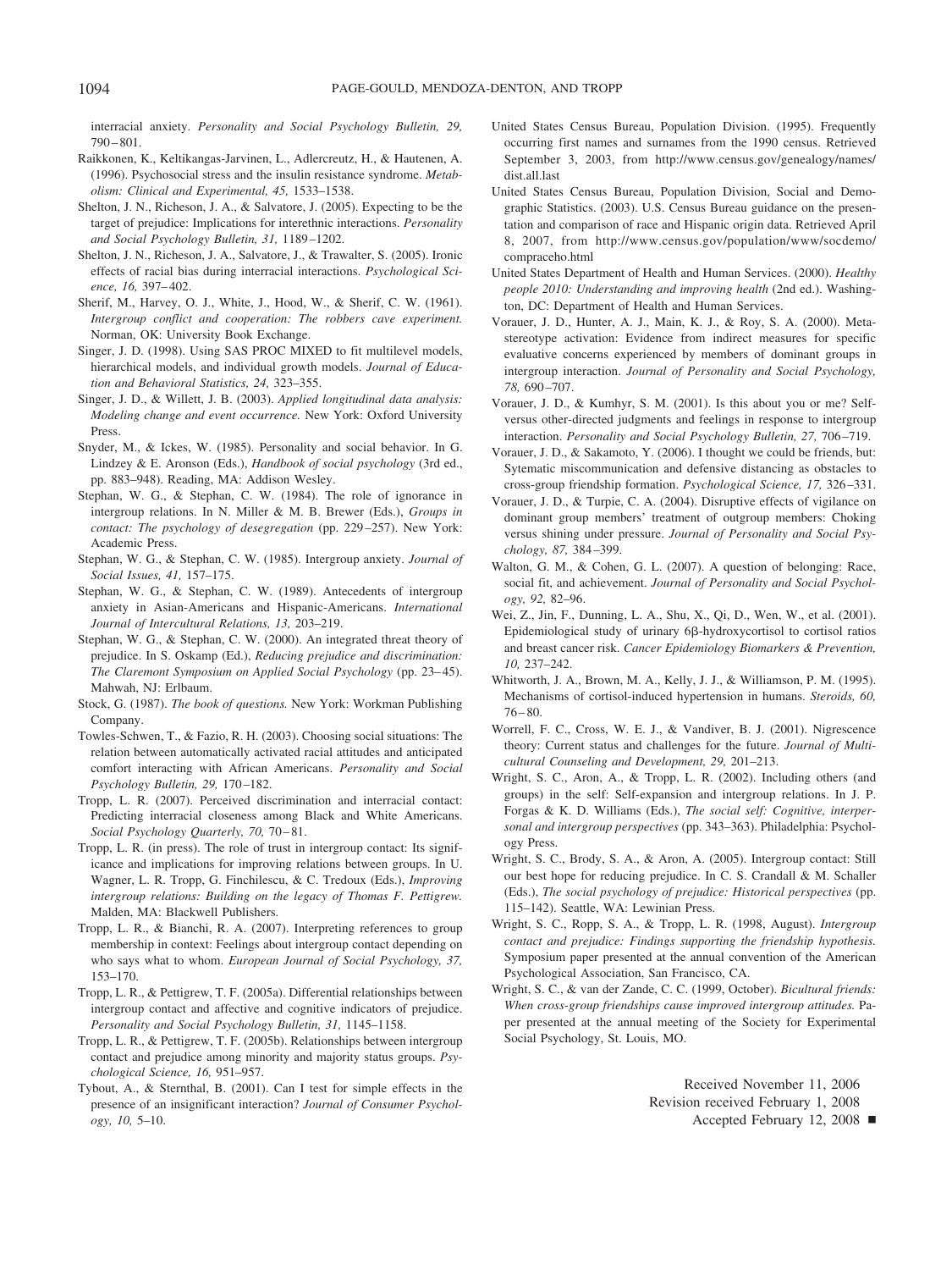interracial anxiety. *Personality and Social Psychology Bulletin, 29,* 790–801.

Raikkonen, K., Keltikangas-Jarvinen, L., Adlercreutz, H., & Hautenen, A. (1996). Psychosocial stress and the insulin resistance syndrome. *Metabolism: Clinical and Experimental, 45,* 1533–1538.

Shelton, J. N., Richeson, J. A., & Salvatore, J. (2005). Expecting to be the target of prejudice: Implications for interethnic interactions. *Personality and Social Psychology Bulletin, 31,* 1189–1202.

Shelton, J. N., Richeson, J. A., Salvatore, J., & Trawalter, S. (2005). Ironic effects of racial bias during interracial interactions. *Psychological Science, 16,* 397–402.

Sherif, M., Harvey, O. J., White, J., Hood, W., & Sherif, C. W. (1961). *Intergroup conflict and cooperation: The robbers cave experiment.* Norman, OK: University Book Exchange.

Singer, J. D. (1998). Using SAS PROC MIXED to fit multilevel models, hierarchical models, and individual growth models. *Journal of Education and Behavioral Statistics, 24,* 323–355.

Singer, J. D., & Willett, J. B. (2003). *Applied longitudinal data analysis: Modeling change and event occurrence.* New York: Oxford University Press.

Snyder, M., & Ickes, W. (1985). Personality and social behavior. In G. Lindzey & E. Aronson (Eds.), *Handbook of social psychology* (3rd ed., pp. 883–948). Reading, MA: Addison Wesley.

Stephan, W. G., & Stephan, C. W. (1984). The role of ignorance in intergroup relations. In N. Miller & M. B. Brewer (Eds.), *Groups in contact: The psychology of desegregation* (pp. 229–257). New York: Academic Press.

Stephan, W. G., & Stephan, C. W. (1985). Intergroup anxiety. *Journal of Social Issues, 41,* 157–175.

Stephan, W. G., & Stephan, C. W. (1989). Antecedents of intergroup anxiety in Asian-Americans and Hispanic-Americans. *International Journal of Intercultural Relations, 13,* 203–219.

Stephan, W. G., & Stephan, C. W. (2000). An integrated threat theory of prejudice. In S. Oskamp (Ed.), *Reducing prejudice and discrimination: The Claremont Symposium on Applied Social Psychology* (pp. 23–45). Mahwah, NJ: Erlbaum.

Stock, G. (1987). *The book of questions.* New York: Workman Publishing Company.

Towles-Schwen, T., & Fazio, R. H. (2003). Choosing social situations: The relation between automatically activated racial attitudes and anticipated comfort interacting with African Americans. *Personality and Social Psychology Bulletin, 29,* 170–182.

Tropp, L. R. (2007). Perceived discrimination and interracial contact: Predicting interracial closeness among Black and White Americans. *Social Psychology Quarterly, 70,* 70–81.

Tropp, L. R. (in press). The role of trust in intergroup contact: Its significance and implications for improving relations between groups. In U. Wagner, L. R. Tropp, G. Finchilescu, & C. Tredoux (Eds.), *Improving intergroup relations: Building on the legacy of Thomas F. Pettigrew.* Malden, MA: Blackwell Publishers.

Tropp, L. R., & Bianchi, R. A. (2007). Interpreting references to group membership in context: Feelings about intergroup contact depending on who says what to whom. *European Journal of Social Psychology, 37,* 153–170.

Tropp, L. R., & Pettigrew, T. F. (2005a). Differential relationships between intergroup contact and affective and cognitive indicators of prejudice. *Personality and Social Psychology Bulletin, 31,* 1145–1158.

Tropp, L. R., & Pettigrew, T. F. (2005b). Relationships between intergroup contact and prejudice among minority and majority status groups. *Psychological Science, 16,* 951–957.

Tybout, A., & Sternthal, B. (2001). Can I test for simple effects in the presence of an insignificant interaction? *Journal of Consumer Psychology, 10,* 5–10.

United States Census Bureau, Population Division. (1995). Frequently occurring first names and surnames from the 1990 census. Retrieved September 3, 2003, from http://www.census.gov/genealogy/names/dist.all.last

United States Census Bureau, Population Division, Social and Demographic Statistics. (2003). U.S. Census Bureau guidance on the presentation and comparison of race and Hispanic origin data. Retrieved April 8, 2007, from http://www.census.gov/population/www/socdemo/compraceho.html

United States Department of Health and Human Services. (2000). *Healthy people 2010: Understanding and improving health* (2nd ed.). Washington, DC: Department of Health and Human Services.

Vorauer, J. D., Hunter, A. J., Main, K. J., & Roy, S. A. (2000). Meta-stereotype activation: Evidence from indirect measures for specific evaluative concerns experienced by members of dominant groups in intergroup interaction. *Journal of Personality and Social Psychology, 78,* 690–707.

Vorauer, J. D., & Kumhyr, S. M. (2001). Is this about you or me? Self-versus other-directed judgments and feelings in response to intergroup interaction. *Personality and Social Psychology Bulletin, 27,* 706–719.

Vorauer, J. D., & Sakamoto, Y. (2006). I thought we could be friends, but: Sytematic miscommunication and defensive distancing as obstacles to cross-group friendship formation. *Psychological Science, 17,* 326–331.

Vorauer, J. D., & Turpie, C. A. (2004). Disruptive effects of vigilance on dominant group members' treatment of outgroup members: Choking versus shining under pressure. *Journal of Personality and Social Psychology, 87,* 384–399.

Walton, G. M., & Cohen, G. L. (2007). A question of belonging: Race, social fit, and achievement. *Journal of Personality and Social Psychology, 92,* 82–96.

Wei, Z., Jin, F., Dunning, L. A., Shu, X., Qi, D., Wen, W., et al. (2001). Epidemiological study of urinary 6β-hydroxycortisol to cortisol ratios and breast cancer risk. *Cancer Epidemiology Biomarkers & Prevention, 10,* 237–242.

Whitworth, J. A., Brown, M. A., Kelly, J. J., & Williamson, P. M. (1995). Mechanisms of cortisol-induced hypertension in humans. *Steroids, 60,* 76–80.

Worrell, F. C., Cross, W. E. J., & Vandiver, B. J. (2001). Nigrescence theory: Current status and challenges for the future. *Journal of Multicultural Counseling and Development, 29,* 201–213.

Wright, S. C., Aron, A., & Tropp, L. R. (2002). Including others (and groups) in the self: Self-expansion and intergroup relations. In J. P. Forgas & K. D. Williams (Eds.), *The social self: Cognitive, interpersonal and intergroup perspectives* (pp. 343–363). Philadelphia: Psychology Press.

Wright, S. C., Brody, S. A., & Aron, A. (2005). Intergroup contact: Still our best hope for reducing prejudice. In C. S. Crandall & M. Schaller (Eds.), *The social psychology of prejudice: Historical perspectives* (pp. 115–142). Seattle, WA: Lewinian Press.

Wright, S. C., Ropp, S. A., & Tropp, L. R. (1998, August). *Intergroup contact and prejudice: Findings supporting the friendship hypothesis.* Symposium paper presented at the annual convention of the American Psychological Association, San Francisco, CA.

Wright, S. C., & van der Zande, C. C. (1999, October). *Bicultural friends: When cross-group friendships cause improved intergroup attitudes.* Paper presented at the annual meeting of the Society for Experimental Social Psychology, St. Louis, MO.

Received November 11, 2006
Revision received February 1, 2008
Accepted February 12, 2008 ■